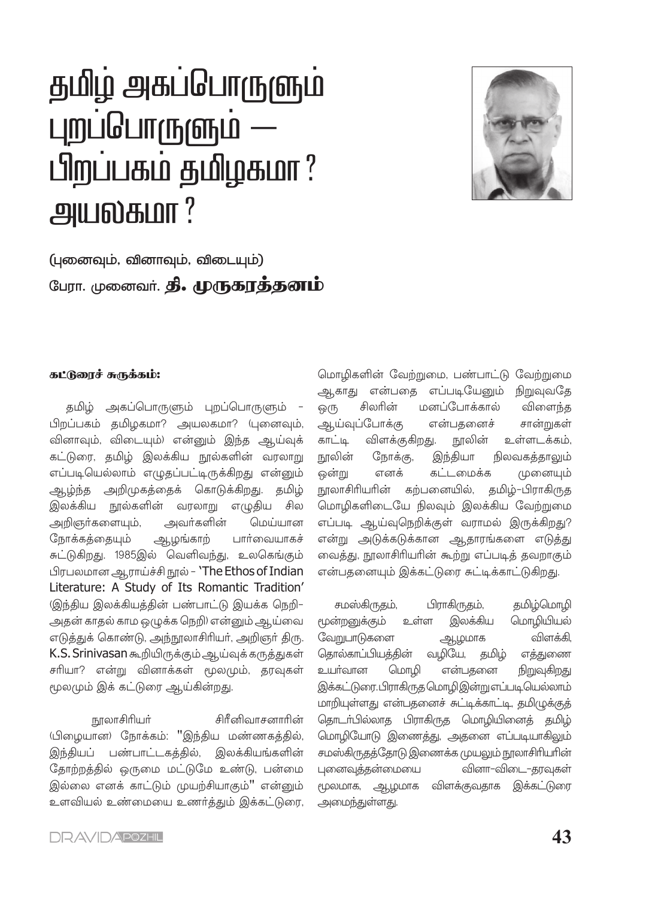# தமிழ் அகப்பொருளும் புறப்பொருளும் — பிறப்பகம் தமிழகமா? அயலகமா?

(புனைவும், வினாவும், விடையும்)

பேரா. முனைவர். **தி. முருகரத்தனம்**

**கட்டுரைச் சுருக்கம்:**

தமிழ் அகப்பொருளும் புறப்பொருளும் - பிறப்பகம் தமிழகமா? அயலகமா? (புனைவும், வினாவும், விடையும்) என்னும் இந்த ஆய்வுக் கட்டுரை, தமிழ் இலக்கிய நூல்களின் வரலாறு எப்படியெல்லாம் எழுதப்பட்டிருக்கிறது என்னும் ஆழ்ந்த அறிமுகத்தைக் கொடுக்கிறது. தமிழ் இலக்கிய நூல்களின் வரலாறு எழுதிய சில அறிஞர்களையும், அவர்களின் மெய்யான நோக்கத்தையும் ஆழங்காற் பார்வையாகச் சுட்டுகிறது. 1985இல் வெளிவந்து, உலகெங்கும் பிரபலமான ஆராய்ச்சி நூல் - 'The Ethos of Indian Literature: A Study of Its Romantic Tradition' (இந்திய இலக்கியத்தின் பண்பாட்டு இயக்க நெறி- அதன் காதல் காம ஒழுக்க நெறி) என்னும் ஆய்வை எடுத்துக் கொண்டு, அந்நூலாசிரியர், அறிஞர் திரு. K.S. Srinivasan கூறியிருக்கும் ஆய்வுக் கருத்துகள் சரியா? என்று வினாக்கள் மூலமும், தரவுகள் மூலமும் இக் கட்டுரை ஆய்கின்றது.

நூலாசிரியர் சிரீனிவாசனாரின் (பிழையான) நோக்கம்: "இந்திய மண்ணகத்தில், இந்தியப் பண்பாட்டகத்தில், இலக்கியங்களின் தோற்றத்தில் ஒருமை மட்டுமே உண்டு, பன்மை இல்லை எனக் காட்டும் முயற்சியாகும்" என்னும் உளவியல் உண்மையை உணர்த்தும் இக்கட்டுரை, மொழிகளின் வேற்றுமை, பண்பாட்டு வேற்றுமை ஆகாது என்பதை எப்படியேனும் நிறுவுவதே ஒரு சிலரின் மனப்போக்கால் விளைந்த ஆய்வுப்போக்கு என்பதனைச் சான்றுகள் காட்டி விளக்குகிறது. நூலின் உள்ளடக்கம், நூலின் நோக்கு, இந்தியா நிலவகத்தாலும் ஒன்று எனக் கட்டமைக்க முனையும் நூலாசிரியரின் கற்பனையில், தமிழ்-பிராகிருத மொழிகளிடையே நிலவும் இலக்கிய வேற்றுமை எப்படி ஆய்வுநெறிக்குள் வராமல் இருக்கிறது? என்று அடுக்கடுக்கான ஆதாரங்களை எடுத்து வைத்து, நூலாசிரியரின் கூற்று எப்படித் தவறாகும் என்பதனையும் இக்கட்டுரை சுட்டிக்காட்டுகிறது.

சமஸ்கிருதம், பிராகிருதம், தமிழ்மொழி மூன்றனுக்கும் உள்ள இலக்கிய மொழியியல் வேறுபாடுகளை ஆழமாக விளக்கி, தொல்காப்பியத்தின் வழியே, தமிழ் எத்துணை உயர்வான மொழி என்பதனை நிறுவுகிறது இக்கட்டுரை. பிராகிருத மொழி இன்று எப்படியெல்லாம் மாறியுள்ளது என்பதனைச் சுட்டிக்காட்டி, தமிழுக்குத் தொடர்பில்லாத பிராகிருத மொழியினைத் தமிழ் மொழியோடு இணைத்து, அதனை எப்படியாகிலும் சமஸ்கிருதத்தோடு இணைக்க முயலும் நூலாசிரியரின் புனைவுத்தன்மையை வினா-விடை-தரவுகள் மூலமாக, ஆழமாக விளக்குவதாக இக்கட்டுரை அமைந்துள்ளது.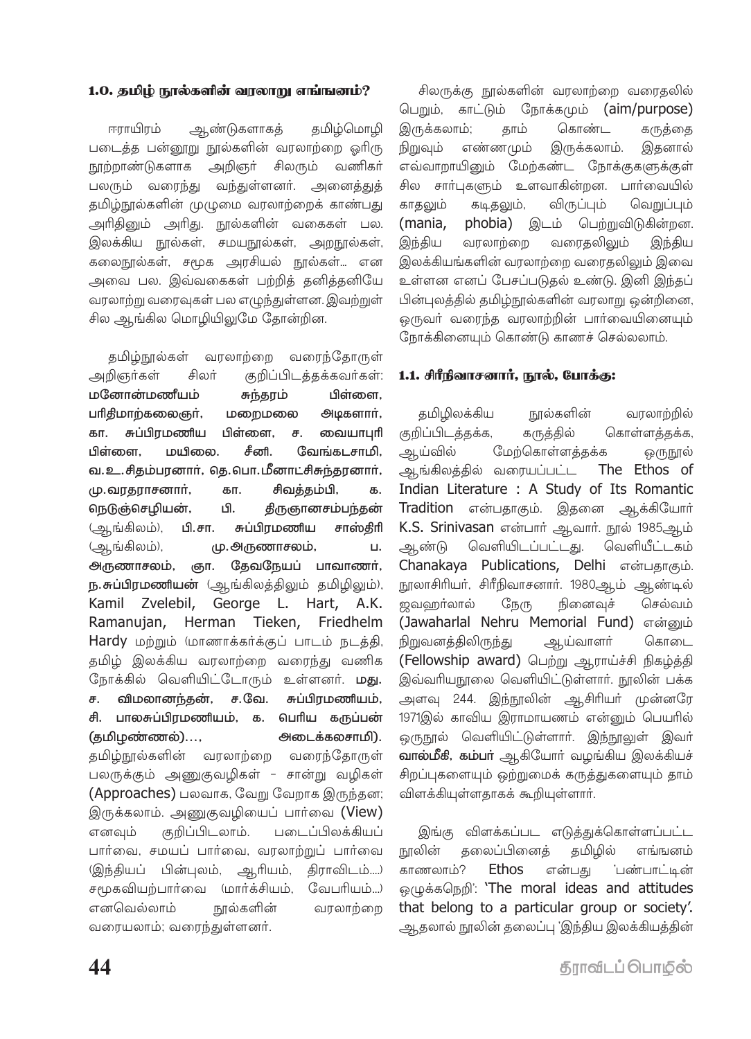### 1.0. தமிழ் நூல்களின் வரலாறு எங்ஙனம்?

ஈராயிரம் ஆண்டுகளாகத் தமிழ்மொழி படைத்த பன்னூறு நூல்களின் வரலாற்றை ஓரிரு நூற்றாண்டுகளாக அறிஞர் சிலரும் வணிகர் பலரும் வரைந்து வந்துள்ளனர். அனைத்துத் தமிழ்நூல்களின் முழுமை வரலாற்றைக் காண்பது அரிதினும் அரிது. நூல்களின் வகைகள் பல. இலக்கிய நூல்கள், சமயநூல்கள், அறநூல்கள், கலைநூல்கள், சமூக அரசியல் நூல்கள்... என அவை பல. இவ்வகைகள் பற்றித் தனித்தனியே வரலாற்று வரைவுகள் பல எழுந்துள்ளன. இவற்றுள் சில ஆங்கில மொழியிலுமே தோன்றின.

தமிழ்நூல்கள் வரலாற்றை வரைந்தோருள் அறிஞர்கள் சிலர் குறிப்பிடத்தக்கவர்கள்: **மனோன்மணீயம் சுந்தரம் பிள்ளை, பரிதிமாற்கலைஞர், மறைமலை அடிகளார், கா. சுப்பிரமணிய பிள்ளை, ச. வையாபுரி பிள்ளை, மயிலை. சீனி. வேங்கடசாமி, வ.உ.சிதம்பரனார், தெ.பொ.மீனாட்சிசுந்தரனார், மு.வரதராசனார், கா. சிவத்தம்பி, க. நெடுஞ்செழியன், பி. திருஞானசம்பந்தன்** (ஆங்கிலம்), **பி.சா. சுப்பிரமணிய சாஸ்திரி** (ஆங்கிலம்), **மு.அருணாசலம், ப. அருணாசலம், ஞா. தேவநேயப் பாவாணர், ந.சுப்பிரமணியன்** (ஆங்கிலத்திலும் தமிழிலும்), Kamil Zvelebil, George L. Hart, A.K. Ramanujan, Herman Tieken, Friedhelm Hardy மற்றும் (மாணாக்கர்க்குப் பாடம் நடத்தி, தமிழ் இலக்கிய வரலாற்றை வரைந்து வணிக நோக்கில் வெளியிட்டோரும் உள்ளனர். **மது. ச. விமலானந்தன், ச.வே. சுப்பிரமணியம், சி. பாலசுப்பிரமணியம், க. பெரிய கருப்பன் (தமிழண்ணல்)..., அடைக்கலசாமி).** தமிழ்நூல்களின் வரலாற்றை வரைந்தோருள் பலருக்கும் அணுகுவழிகள் – சான்று வழிகள் (Approaches) பலவாக, வேறு வேறாக இருந்தன; இருக்கலாம். அணுகுவழியைப் பார்வை (View) எனவும் குறிப்பிடலாம். படைப்பிலக்கியப் பார்வை, சமயப் பார்வை, வரலாற்றுப் பார்வை (இந்தியப் பின்புலம், ஆரியம், திராவிடம்....) சமூகவியற்பார்வை (மார்க்சியம், வேபரியம்...) எனவெல்லாம் நூல்களின் வரலாற்றை வரையலாம்; வரைந்துள்ளனர்.

சிலருக்கு நூல்களின் வரலாற்றை வரைதலில் பெறும், காட்டும் நோக்கமும் (aim/purpose) இருக்கலாம்; தாம் கொண்ட கருத்தை நிறுவும் எண்ணமும் இருக்கலாம். இதனால் எவ்வாறாயினும் மேற்கண்ட நோக்குகளுக்குள் சில சார்புகளும் உளவாகின்றன. பார்வையில் காதலும் கடிதலும், விருப்பும் வெறுப்பும் (mania, phobia) இடம் பெற்றுவிடுகின்றன. இந்திய வரலாற்றை வரைதலிலும் இந்திய இலக்கியங்களின் வரலாற்றை வரைதலிலும் இவை உள்ளன எனப் பேசப்படுதல் உண்டு. இனி இந்தப் பின்புலத்தில் தமிழ்நூல்களின் வரலாறு ஒன்றினை, ஒருவர் வரைந்த வரலாற்றின் பார்வையினையும் நோக்கினையும் கொண்டு காணச் செல்லலாம்.

### 1.1. சிரீநிவாசனார், நூல், போக்கு:

தமிழிலக்கிய நூல்களின் வரலாற்றில் குறிப்பிடத்தக்க, கருத்தில் கொள்ளத்தக்க, ஆய்வில் மேற்கொள்ளத்தக்க ஒருநூல் ஆங்கிலத்தில் வரையப்பட்ட The Ethos of Indian Literature : A Study of Its Romantic Tradition என்பதாகும். இதனை ஆக்கியோர் K.S. Srinivasan என்பார் ஆவார். நூல் 1985ஆம் ஆண்டு வெளியிடப்பட்டது. வெளியீட்டகம் Chanakaya Publications, Delhi என்பதாகும். நூலாசிரியர், சிரீநிவாசனார். 1980ஆம் ஆண்டில் ஜவஹர்லால் நேரு நினைவுச் செல்வம் (Jawaharlal Nehru Memorial Fund) என்னும் நிறுவனத்திலிருந்து ஆய்வாளர் கொடை (Fellowship award) பெற்று ஆராய்ச்சி நிகழ்த்தி இவ்வரியநூலை வெளியிட்டுள்ளார். நூலின் பக்க அளவு 244. இந்நூலின் ஆசிரியர் முன்னரே 1971இல் காவிய இராமாயணம் என்னும் பெயரில் ஒருநூல் வெளியிட்டுள்ளார். இந்நூலுள் இவர் **வால்மீகி, கம்பர்** ஆகியோர் வழங்கிய இலக்கியச் சிறப்புகளையும் ஒற்றுமைக் கருத்துகளையும் தாம் விளக்கியுள்ளதாகக் கூறியுள்ளார்.

இங்கு விளக்கப்பட எடுத்துக்கொள்ளப்பட்ட நூலின் தலைப்பினைத் தமிழில் எங்ஙனம் காணலாம்? Ethos என்பது 'பண்பாட்டின் ஒழுக்கநெறி': 'The moral ideas and attitudes that belong to a particular group or society'. ஆதலால் நூலின் தலைப்பு 'இந்திய இலக்கியத்தின்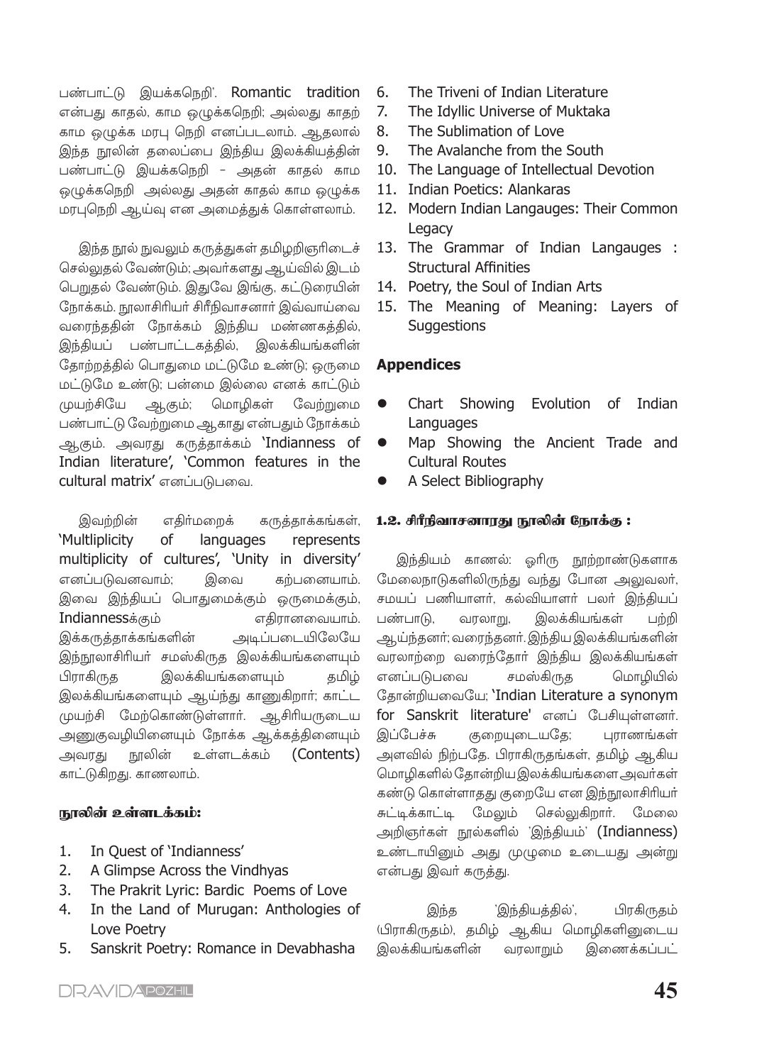பண்பாட்டு இயக்கநெறி'. Romantic tradition என்பது காதல், காம ஒழுக்கநெறி; அல்லது காதற் காம ஒழுக்க மரபு நெறி எனப்படலாம். ஆதலால் இந்த நூலின் தலைப்பை இந்திய இலக்கியத்தின் பண்பாட்டு இயக்கநெறி – அதன் காதல் காம ஒழுக்கநெறி அல்லது அதன் காதல் காம ஒழுக்க மரபுநெறி ஆய்வு என அமைத்துக் கொள்ளலாம்.

இந்த நூல் நுவலும் கருத்துகள் தமிழறிஞரிடைச் செல்லுதல் வேண்டும்; அவர்களது ஆய்வில் இடம் பெறுதல் வேண்டும். இதுவே இங்கு, கட்டுரையின் நோக்கம். நூலாசிரியர் சிரீநிவாசனார் இவ்வாய்வை வரைந்ததின் நோக்கம் இந்திய மண்ணகத்தில், இந்தியப் பண்பாட்டகத்தில், இலக்கியங்களின் தோற்றத்தில் பொதுமை மட்டுமே உண்டு; ஒருமை மட்டுமே உண்டு; பன்மை இல்லை எனக் காட்டும் முயற்சியே ஆகும்; மொழிகள் வேற்றுமை பண்பாட்டு வேற்றுமை ஆகாது என்பதும் நோக்கம் ஆகும். அவரது கருத்தாக்கம் 'Indianness of Indian literature', 'Common features in the cultural matrix' எனப்படுபவை.

இவற்றின் எதிர்மறைக் கருத்தாக்கங்கள், 'Multiplicity of languages represents multiplicity of cultures', 'Unity in diversity' எனப்படுவனவாம்; இவை கற்பனையாம். இவை இந்தியப் பொதுமைக்கும் ஒருமைக்கும், Indiannessக்கும் எதிரானவையாம். இக்கருத்தாக்கங்களின் அடிப்படையிலேயே இந்நூலாசிரியர் சமஸ்கிருத இலக்கியங்களையும் பிராகிருத இலக்கியங்களையும் தமிழ் இலக்கியங்களையும் ஆய்ந்து காணுகிறார்; காட்ட முயற்சி மேற்கொண்டுள்ளார். ஆசிரியருடைய அணுகுவழியினையும் நோக்க ஆக்கத்தினையும் அவரது நூலின் உள்ளடக்கம் (Contents) காட்டுகிறது. காணலாம்.

### நூலின் உள்ளடக்கம்:

1. In Quest of 'Indianness'
2. A Glimpse Across the Vindhyas
3. The Prakrit Lyric: Bardic Poems of Love
4. In the Land of Murugan: Anthologies of Love Poetry
5. Sanskrit Poetry: Romance in Devabhasha
6. The Triveni of Indian Literature
7. The Idyllic Universe of Muktaka
8. The Sublimation of Love
9. The Avalanche from the South
10. The Language of Intellectual Devotion
11. Indian Poetics: Alankaras
12. Modern Indian Langauges: Their Common Legacy
13. The Grammar of Indian Langauges : Structural Affinities
14. Poetry, the Soul of Indian Arts
15. The Meaning of Meaning: Layers of Suggestions

**Appendices**

- Chart Showing Evolution of Indian Languages
- Map Showing the Ancient Trade and Cultural Routes
- A Select Bibliography

### 1.2. சிரீநிவாசனாரது நூலின் நோக்கு :

இந்தியம் காணல்: ஓரிரு நூற்றாண்டுகளாக மேலைநாடுகளிலிருந்து வந்து போன அலுவலர், சமயப் பணியாளர், கல்வியாளர் பலர் இந்தியப் பண்பாடு, வரலாறு, இலக்கியங்கள் பற்றி ஆய்ந்தனர்; வரைந்தனர். இந்திய இலக்கியங்களின் வரலாற்றை வரைந்தோர் இந்திய இலக்கியங்கள் எனப்படுபவை சமஸ்கிருத மொழியில் தோன்றியவையே; 'Indian Literature a synonym for Sanskrit literature' எனப் பேசியுள்ளனர். இப்பேச்சு குறையுடையதே; புராணங்கள் அளவில் நிற்பதே. பிராகிருதங்கள், தமிழ் ஆகிய மொழிகளில் தோன்றிய இலக்கியங்களை அவர்கள் கண்டு கொள்ளாதது குறையே என இந்நூலாசிரியர் சுட்டிக்காட்டி மேலும் செல்லுகிறார். மேலை அறிஞர்கள் நூல்களில் 'இந்தியம்' (Indianness) உண்டாயினும் அது முழுமை உடையது அன்று என்பது இவர் கருத்து.

இந்த 'இந்தியத்தில்', பிரகிருதம் (பிராகிருதம்), தமிழ் ஆகிய மொழிகளினுடைய இலக்கியங்களின் வரலாறும் இணைக்கப்பட்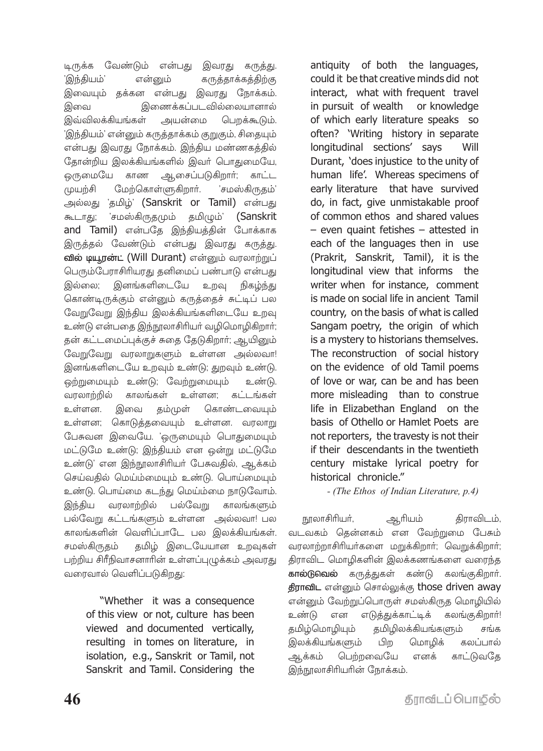டிருக்க வேண்டும் என்பது இவரது கருத்து. 'இந்தியம்' என்னும் கருத்தாக்கத்திற்கு இவையும் தக்கன என்பது இவரது நோக்கம். இவை இணைக்கப்படவில்லையானால் இவ்விலக்கியங்கள் அயன்மை பெறக்கூடும். 'இந்தியம்' என்னும் கருத்தாக்கம் குறுகும், சிதையும் என்பது இவரது நோக்கம். இந்திய மண்ணகத்தில் தோன்றிய இலக்கியங்களில் இவர் பொதுமையே, ஒருமையே காண ஆசைப்படுகிறார்; காட்ட முயற்சி மேற்கொள்ளுகிறார். 'சமஸ்கிருதம்' அல்லது 'தமிழ்' (Sanskrit or Tamil) என்பது கூடாது; 'சமஸ்கிருதமும் தமிழும்' (Sanskrit and Tamil) என்பதே இந்தியத்தின் போக்காக இருத்தல் வேண்டும் என்பது இவரது கருத்து. **வில் டியூரன்ட்** (Will Durant) என்னும் வரலாற்றுப் பெரும்பேராசிரியரது தனிமைப் பண்பாடு என்பது இல்லை; இனங்களிடையே உறவு நிகழ்ந்து கொண்டிருக்கும் என்னும் கருத்தைச் சுட்டிப் பல வேறுவேறு இந்திய இலக்கியங்களிடையே உறவு உண்டு என்பதை இந்நூலாசிரியர் வழிமொழிகிறார்; தன் கட்டமைப்புக்குச் சுதை தேடுகிறார்; ஆயினும் வேறுவேறு வரலாறுகளும் உள்ளன அல்லவா! இனங்களிடையே உறவும் உண்டு; துறவும் உண்டு. ஒற்றுமையும் உண்டு; வேற்றுமையும் உண்டு. வரலாற்றில் காலங்கள் உள்ளன; கட்டங்கள் உள்ளன. இவை தம்முள் கொண்டவையும் உள்ளன; கொடுத்தவையும் உள்ளன. வரலாறு பேசுவன இவையே. 'ஒருமையும் பொதுமையும் மட்டுமே உண்டு; இந்தியம் என ஒன்று மட்டுமே உண்டு' என இந்நூலாசிரியர் பேசுவதில், ஆக்கம் செய்வதில் மெய்ம்மையும் உண்டு. பொய்மையும் உண்டு. பொய்மை கடந்து மெய்ம்மை நாடுவோம். இந்திய வரலாற்றில் பல்வேறு காலங்களும் பல்வேறு கட்டங்களும் உள்ளன அல்லவா! பல காலங்களின் வெளிப்பாடே பல இலக்கியங்கள். சமஸ்கிருதம் தமிழ் இடையேயான உறவுகள் பற்றிய சிரீநிவாசனாரின் உள்ளப்புழுக்கம் அவரது வரைவால் வெளிப்படுகிறது:

> "Whether it was a consequence of this view or not, culture has been viewed and documented vertically, resulting in tomes on literature, in isolation, e.g., Sanskrit or Tamil, not Sanskrit and Tamil. Considering the antiquity of both the languages, could it be that creative minds did not interact, what with frequent travel in pursuit of wealth or knowledge of which early literature speaks so often? 'Writing history in separate longitudinal sections' says Will Durant, 'does injustice to the unity of human life'. Whereas specimens of early literature that have survived do, in fact, give unmistakable proof of common ethos and shared values – even quaint fetishes – attested in each of the languages then in use (Prakrit, Sanskrit, Tamil), it is the longitudinal view that informs the writer when for instance, comment is made on social life in ancient Tamil country, on the basis of what is called Sangam poetry, the origin of which is a mystery to historians themselves. The reconstruction of social history on the evidence of old Tamil poems of love or war, can be and has been more misleading than to construe life in Elizabethan England on the basis of Othello or Hamlet Poets are not reporters, the travesty is not their if their descendants in the twentieth century mistake lyrical poetry for historical chronicle."
>
> - *(The Ethos of Indian Literature, p.4)*

நூலாசிரியர், ஆரியம் திராவிடம், வடவகம் தென்னகம் என வேற்றுமை பேசும் வரலாற்றாசிரியர்களை மறுக்கிறார்; வெறுக்கிறார்; திராவிட மொழிகளின் இலக்கணங்களை வரைந்த **கால்டுவெல்** கருத்துகள் கண்டு கலங்குகிறார். **திராவிட** என்னும் சொல்லுக்கு those driven away என்னும் வேற்றுப்பொருள் சமஸ்கிருத மொழியில் உண்டு என எடுத்துக்காட்டிக் கலங்குகிறார்! தமிழ்மொழியும் தமிழிலக்கியங்களும் சங்க இலக்கியங்களும் பிற மொழிக் கலப்பால் ஆக்கம் பெற்றவையே எனக் காட்டுவதே இந்நூலாசிரியரின் நோக்கம்.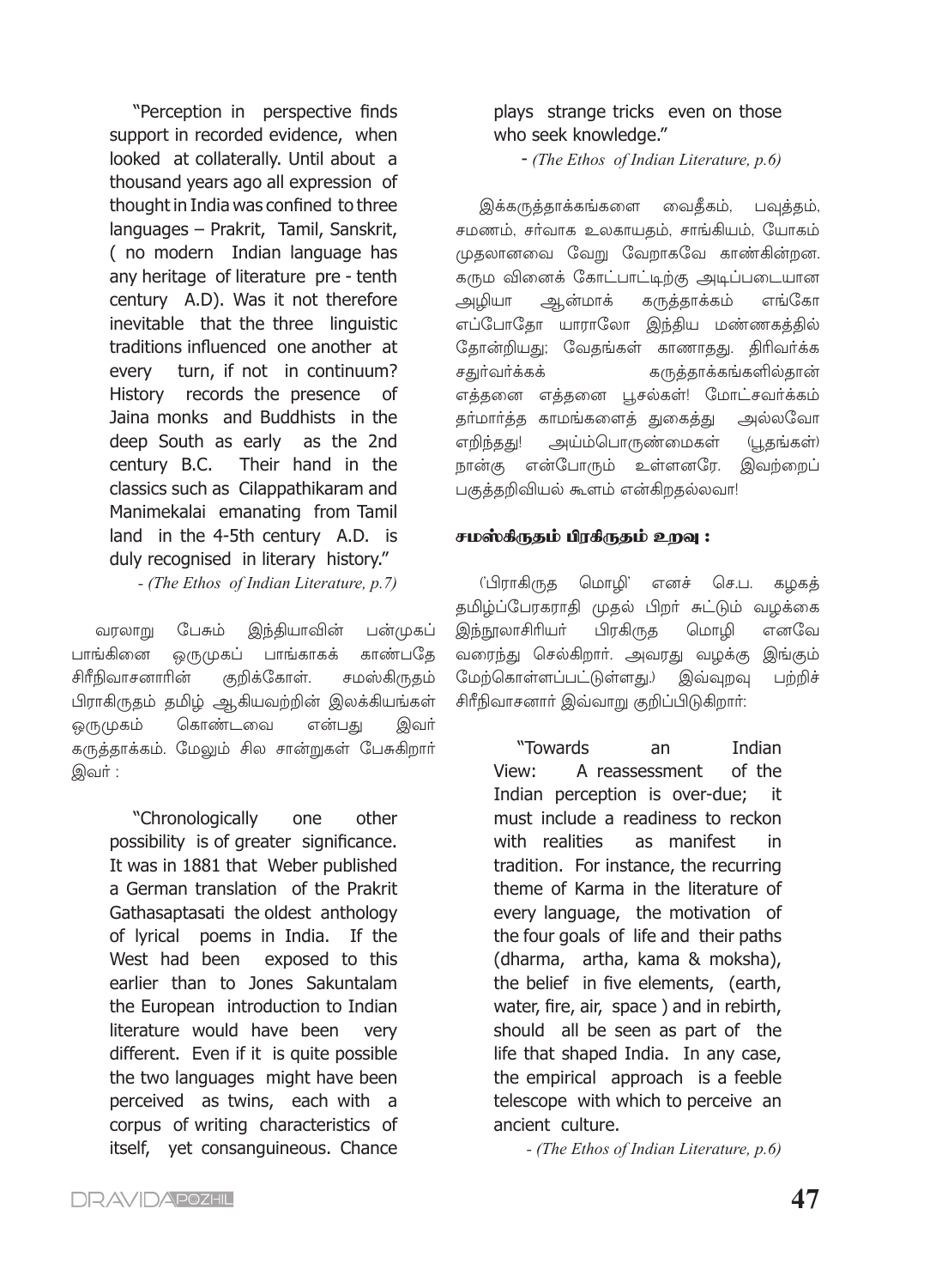"Perception in perspective finds support in recorded evidence, when looked at collaterally. Until about a thousand years ago all expression of thought in India was confined to three languages – Prakrit, Tamil, Sanskrit, ( no modern Indian language has any heritage of literature pre - tenth century A.D). Was it not therefore inevitable that the three linguistic traditions influenced one another at every turn, if not in continuum? History records the presence of Jaina monks and Buddhists in the deep South as early as the 2nd century B.C. Their hand in the classics such as Cilappathikaram and Manimekalai emanating from Tamil land in the 4-5th century A.D. is duly recognised in literary history."

- *(The Ethos of Indian Literature, p.7)*

வரலாறு பேசும் இந்தியாவின் பன்முகப் பாங்கினை ஒருமுகப் பாங்காகக் காண்பதே சிரீநிவாசனாரின் குறிக்கோள். சமஸ்கிருதம் பிராகிருதம் தமிழ் ஆகியவற்றின் இலக்கியங்கள் ஒருமுகம் கொண்டவை என்பது இவர் கருத்தாக்கம். மேலும் சில சான்றுகள் பேசுகிறார் இவர் :

> "Chronologically one other possibility is of greater significance. It was in 1881 that Weber published a German translation of the Prakrit Gathasaptasati the oldest anthology of lyrical poems in India. If the West had been exposed to this earlier than to Jones Sakuntalam the European introduction to Indian literature would have been very different. Even if it is quite possible the two languages might have been perceived as twins, each with a corpus of writing characteristics of itself, yet consanguineous. Chance plays strange tricks even on those who seek knowledge."
>
> - *(The Ethos of Indian Literature, p.6)*

இக்கருத்தாக்கங்களை வைதீகம், பவுத்தம், சமணம், சார்வாக உலகாயதம், சாங்கியம், யோகம் முதலானவை வேறு வேறாகவே காண்கின்றன. கரும வினைக் கோட்பாட்டிற்கு அடிப்படையான அழியா ஆன்மாக் கருத்தாக்கம் எங்கோ எப்போதோ யாராலோ இந்திய மண்ணகத்தில் தோன்றியது; வேதங்கள் காணாதது. திரிவர்க்க சதுர்வர்க்கக் கருத்தாக்கங்களில்தான் எத்தனை எத்தனை பூசல்கள்! மோட்சவர்க்கம் தர்மார்த்த காமங்களைத் துகைத்து அல்லவோ எறிந்தது! அய்ம்பொருண்மைகள் (பூதங்கள்) நான்கு என்போரும் உள்ளனரே. இவற்றைப் பகுத்தறிவியல் கூளம் என்கிறதல்லவா!

### சமஸ்கிருதம் பிரகிருதம் உறவு :

('பிராகிருத மொழி' எனச் செ.ப. கழகத் தமிழ்ப்பேரகராதி முதல் பிறர் சுட்டும் வழக்கை இந்நூலாசிரியர் பிரகிருத மொழி எனவே வரைந்து செல்கிறார். அவரது வழக்கு இங்கும் மேற்கொள்ளப்பட்டுள்ளது.) இவ்வுறவு பற்றிச் சிரீநிவாசனார் இவ்வாறு குறிப்பிடுகிறார்:

> "Towards an Indian View: A reassessment of the Indian perception is over-due; it must include a readiness to reckon with realities as manifest in tradition. For instance, the recurring theme of Karma in the literature of every language, the motivation of the four goals of life and their paths (dharma, artha, kama & moksha), the belief in five elements, (earth, water, fire, air, space ) and in rebirth, should all be seen as part of the life that shaped India. In any case, the empirical approach is a feeble telescope with which to perceive an ancient culture.
>
> - *(The Ethos of Indian Literature, p.6)*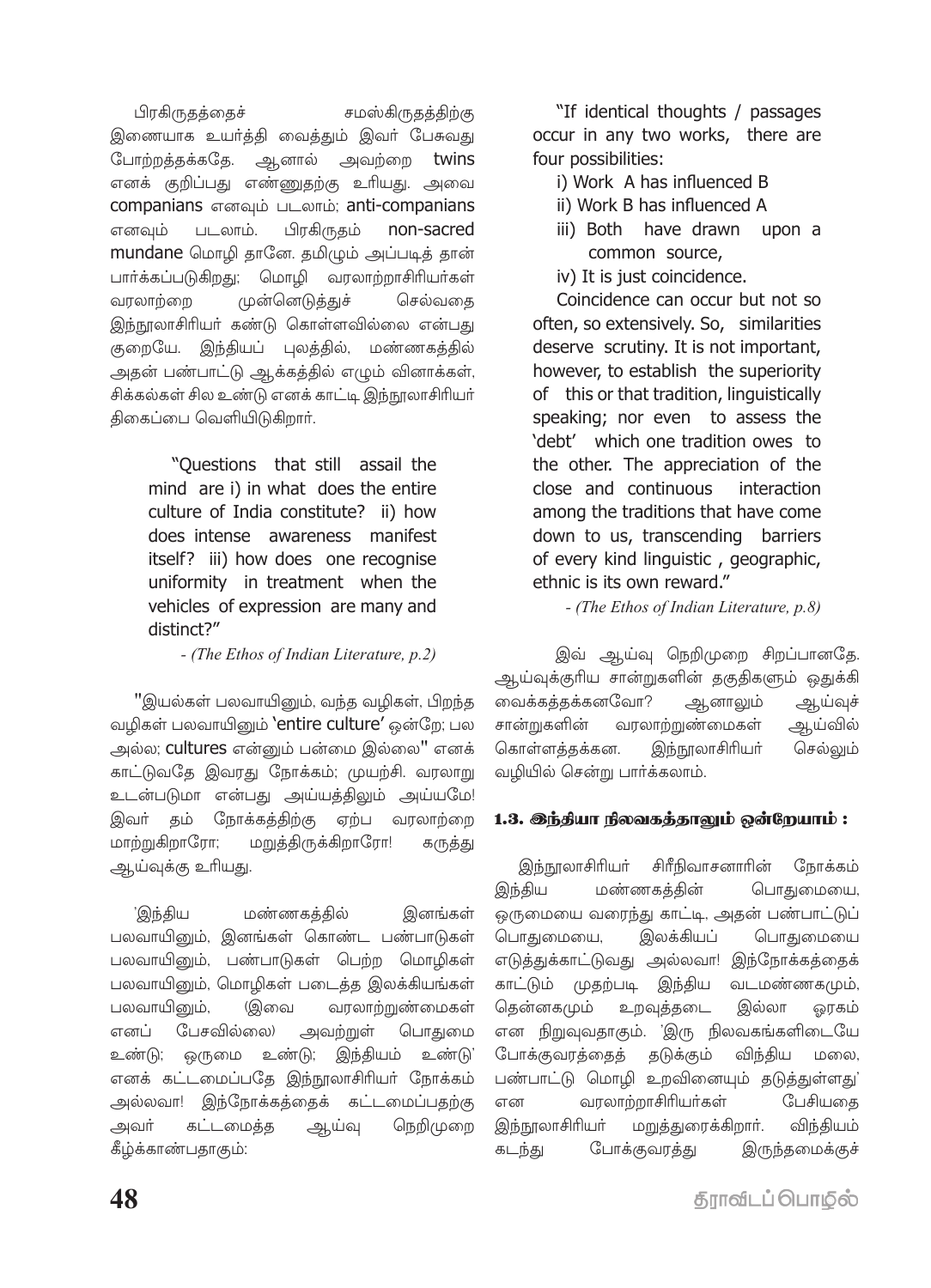பிரகிருதத்தைச் சமஸ்கிருதத்திற்கு இணையாக உயர்த்தி வைத்தும் இவர் பேசுவது போற்றத்தக்கதே. ஆனால் அவற்றை twins எனக் குறிப்பது எண்ணுதற்கு உரியது. அவை companians எனவும் படலாம்; anti-companians எனவும் படலாம். பிரகிருதம் non-sacred mundane மொழி தானே. தமிழும் அப்படித் தான் பார்க்கப்படுகிறது; மொழி வரலாற்றாசிரியர்கள் வரலாற்றை முன்னெடுத்துச் செல்வதை இந்நூலாசிரியர் கண்டு கொள்ளவில்லை என்பது குறையே. இந்தியப் புலத்தில், மண்ணகத்தில் அதன் பண்பாட்டு ஆக்கத்தில் எழும் வினாக்கள், சிக்கல்கள் சில உண்டு எனக் காட்டி இந்நூலாசிரியர் திகைப்பை வெளியிடுகிறார்.

> "Questions that still assail the mind are i) in what does the entire culture of India constitute? ii) how does intense awareness manifest itself? iii) how does one recognise uniformity in treatment when the vehicles of expression are many and distinct?"
>
> *- (The Ethos of Indian Literature, p.2)*

"இயல்கள் பலவாயினும், வந்த வழிகள், பிறந்த வழிகள் பலவாயினும் 'entire culture' ஒன்றே; பல அல்ல; cultures என்னும் பன்மை இல்லை" எனக் காட்டுவதே இவரது நோக்கம்; முயற்சி. வரலாறு உடன்படுமா என்பது அய்யத்திலும் அய்யமே! இவர் தம் நோக்கத்திற்கு ஏற்ப வரலாற்றை மாற்றுகிறாரோ; மறுத்திருக்கிறாரோ! கருத்து ஆய்வுக்கு உரியது.

'இந்திய மண்ணகத்தில் இனங்கள் பலவாயினும், இனங்கள் கொண்ட பண்பாடுகள் பலவாயினும், பண்பாடுகள் பெற்ற மொழிகள் பலவாயினும், மொழிகள் படைத்த இலக்கியங்கள் பலவாயினும், (இவை வரலாற்றுண்மைகள் எனப் பேசவில்லை) அவற்றுள் பொதுமை உண்டு; ஒருமை உண்டு; இந்தியம் உண்டு' எனக் கட்டமைப்பதே இந்நூலாசிரியர் நோக்கம் அல்லவா! இந்நோக்கத்தைக் கட்டமைப்பதற்கு அவர் கட்டமைத்த ஆய்வு நெறிமுறை கீழ்க்காண்பதாகும்:

> "If identical thoughts / passages occur in any two works, there are four possibilities:
>
> i) Work A has influenced B
> ii) Work B has influenced A
> iii) Both have drawn upon a common source,
> iv) It is just coincidence.
>
> Coincidence can occur but not so often, so extensively. So, similarities deserve scrutiny. It is not important, however, to establish the superiority of this or that tradition, linguistically speaking; nor even to assess the 'debt' which one tradition owes to the other. The appreciation of the close and continuous interaction among the traditions that have come down to us, transcending barriers of every kind linguistic , geographic, ethnic is its own reward."
>
> *- (The Ethos of Indian Literature, p.8)*

இவ் ஆய்வு நெறிமுறை சிறப்பானதே. ஆய்வுக்குரிய சான்றுகளின் தகுதிகளும் ஒதுக்கி வைக்கத்தக்கனவோ? ஆனாலும் ஆய்வுச் சான்றுகளின் வரலாற்றுண்மைகள் ஆய்வில் கொள்ளத்தக்கன. இந்நூலாசிரியர் செல்லும் வழியில் சென்று பார்க்கலாம்.

### 1.3. இந்தியா நிலவகத்தாலும் ஒன்றேயாம் :

இந்நூலாசிரியர் சிரீநிவாசனாரின் நோக்கம் இந்திய மண்ணகத்தின் பொதுமையை, ஒருமையை வரைந்து காட்டி, அதன் பண்பாட்டுப் பொதுமையை, இலக்கியப் பொதுமையை எடுத்துக்காட்டுவது அல்லவா! இந்நோக்கத்தைக் காட்டும் முதற்படி இந்திய வடமண்ணகமும், தென்னகமும் உறவுத்தடை இல்லா ஓரகம் என நிறுவுவதாகும். 'இரு நிலவகங்களிடையே போக்குவரத்தைத் தடுக்கும் விந்திய மலை, பண்பாட்டு மொழி உறவினையும் தடுத்துள்ளது' என வரலாற்றாசிரியர்கள் பேசியதை இந்நூலாசிரியர் மறுத்துரைக்கிறார். விந்தியம் கடந்து போக்குவரத்து இருந்தமைக்குச்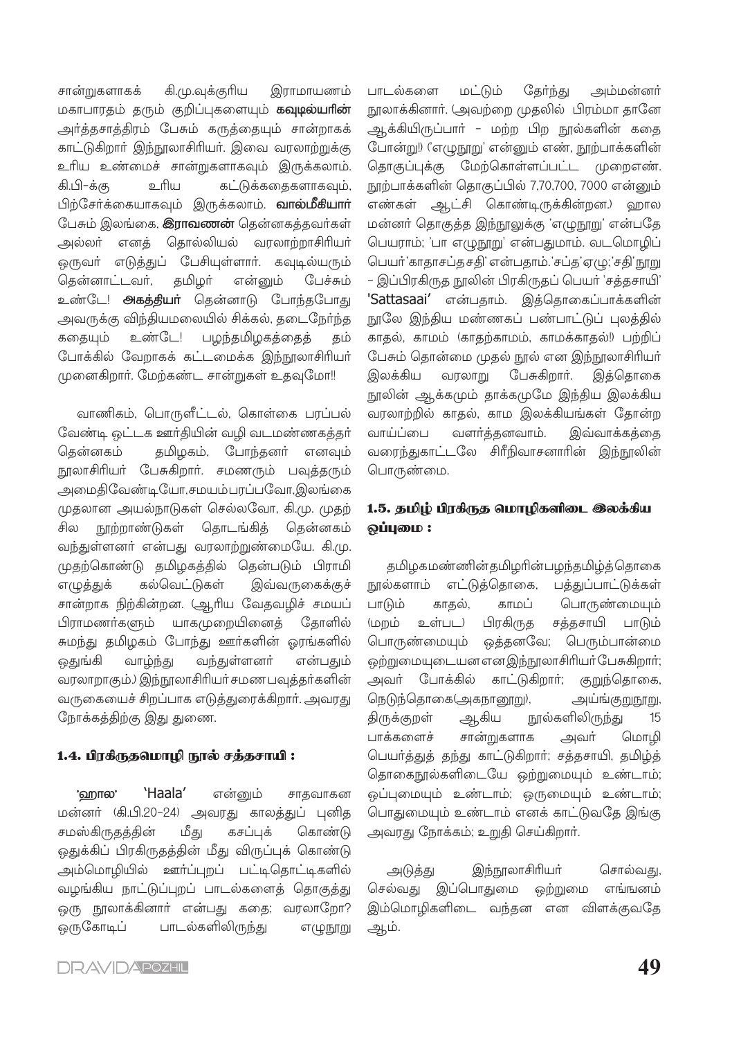சான்றுகளாகக் கி.மு.வுக்குரிய இராமாயணம் மகாபாரதம் தரும் குறிப்புகளையும் **கவுடில்யரின்** அர்த்தசாத்திரம் பேசும் கருத்தையும் சான்றாகக் காட்டுகிறார் இந்நூலாசிரியர். இவை வரலாற்றுக்கு உரிய உண்மைச் சான்றுகளாகவும் இருக்கலாம். கி.பி-க்கு உரிய கட்டுக்கதைகளாகவும், பிற்சேர்க்கையாகவும் இருக்கலாம். **வால்மீகியார்** பேசும் இலங்கை, **இராவணன்** தென்னகத்தவர்கள் அல்லர் எனத் தொல்லியல் வரலாற்றாசிரியர் ஒருவர் எடுத்துப் பேசியுள்ளார். கவுடில்யரும் தென்னாட்டவர், தமிழர் என்னும் பேச்சும் உண்டே! **அகத்தியர்** தென்னாடு போந்தபோது அவருக்கு விந்தியமலையில் சிக்கல், தடைநேர்ந்த கதையும் உண்டே! பழந்தமிழகத்தைத் தம் போக்கில் வேறாகக் கட்டமைக்க இந்நூலாசிரியர் முனைகிறார். மேற்கண்ட சான்றுகள் உதவுமோ!!

வாணிகம், பொருளீட்டல், கொள்கை பரப்பல் வேண்டி ஒட்டக ஊர்தியின் வழி வடமண்ணகத்தர் தென்னகம் தமிழகம், போந்தனர் எனவும் நூலாசிரியர் பேசுகிறார். சமணரும் பவுத்தரும் அமைதிவேண்டியோ,சமயம்பரப்பவோ,இலங்கை முதலான அயல்நாடுகள் செல்லவோ, கி.மு. முதற் சில நூற்றாண்டுகள் தொடங்கித் தென்னகம் வந்துள்ளனர் என்பது வரலாற்றுண்மையே. கி.மு. முதற்கொண்டு தமிழகத்தில் தென்படும் பிராமி எழுத்துக் கல்வெட்டுகள் இவ்வருகைக்குச் சான்றாக நிற்கின்றன. (ஆரிய வேதவழிச் சமயப் பிராமணர்களும் யாகமுறையினைத் தோளில் சுமந்து தமிழகம் போந்து ஊர்களின் ஓரங்களில் ஒதுங்கி வாழ்ந்து வந்துள்ளனர் என்பதும் வரலாறாகும்.) இந்நூலாசிரியர் சமணபவுத்தர்களின் வருகையைச் சிறப்பாக எடுத்துரைக்கிறார். அவரது நோக்கத்திற்கு இது துணை.

### 1.4. பிரகிருதமொழி நூல் சத்தசாயி :

'ஹால' 'Haala' என்னும் சாதவாகன மன்னர் (கி.பி.20-24) அவரது காலத்துப் புனித சமஸ்கிருதத்தின் மீது கசப்புக் கொண்டு ஒதுக்கிப் பிரகிருதத்தின் மீது விருப்புக் கொண்டு அம்மொழியில் ஊர்ப்புறப் பட்டிதொட்டிகளில் வழங்கிய நாட்டுப்புறப் பாடல்களைத் தொகுத்து ஒரு நூலாக்கினார் என்பது கதை; வரலாறோ? ஒருகோடிப் பாடல்களிலிருந்து எழுநூறு பாடல்களை மட்டும் தேர்ந்து அம்மன்னர் நூலாக்கினார். (அவற்றை முதலில் பிரம்மா தானே ஆக்கியிருப்பார் - மற்ற பிற நூல்களின் கதை போன்று!) ('எழுநூறு' என்னும் எண், நூற்பாக்களின் தொகுப்புக்கு மேற்கொள்ளப்பட்ட முறைஎண். நூற்பாக்களின் தொகுப்பில் 7,70,700, 7000 என்னும் எண்கள் ஆட்சி கொண்டிருக்கின்றன.) ஹால மன்னர் தொகுத்த இந்நூலுக்கு 'எழுநூறு' என்பதே பெயராம்; 'பா எழுநூறு' என்பதுமாம். வடமொழிப் பெயர்'காதாசப்தசதி' என்பதாம்.'சப்த'ஏழு;'சதி'நூறு - இப்பிரகிருத நூலின் பிரகிருதப் பெயர் 'சத்தசாயி' **'Sattasaai'** என்பதாம். இத்தொகைப்பாக்களின் நூலே இந்திய மண்ணகப் பண்பாட்டுப் புலத்தில் காதல், காமம் (காதற்காமம், காமக்காதல்!) பற்றிப் பேசும் தொன்மை முதல் நூல் என இந்நூலாசிரியர் இலக்கிய வரலாறு பேசுகிறார். இத்தொகை நூலின் ஆக்கமும் தாக்கமுமே இந்திய இலக்கிய வரலாற்றில் காதல், காம இலக்கியங்கள் தோன்ற வாய்ப்பை வளர்த்தனவாம். இவ்வாக்கத்தை வரைந்துகாட்டலே சிரீநிவாசனாரின் இந்நூலின் பொருண்மை.

### 1.5. தமிழ் பிரகிருத மொழிகளிடை இலக்கிய ஒப்புமை :

தமிழகமண்ணின்தமிழரின்பழந்தமிழ்த்தொகை நூல்களாம் எட்டுத்தொகை, பத்துப்பாட்டுக்கள் பாடும் காதல், காமப் பொருண்மையும் (மறம் உள்பட) பிரகிருத சத்தசாயி பாடும் பொருண்மையும் ஒத்தனவே; பெரும்பான்மை ஒற்றுமையுடையன என இந்நூலாசிரியர் பேசுகிறார்; அவர் போக்கில் காட்டுகிறார்; குறுந்தொகை, நெடுந்தொகை(அகநானூறு), அய்ங்குறுநூறு, திருக்குறள் ஆகிய நூல்களிலிருந்து 15 பாக்களைச் சான்றுகளாக அவர் மொழி பெயர்த்துத் தந்து காட்டுகிறார்; சத்தசாயி, தமிழ்த் தொகைநூல்களிடையே ஒற்றுமையும் உண்டாம்; ஒப்புமையும் உண்டாம்; ஒருமையும் உண்டாம்; பொதுமையும் உண்டாம் எனக் காட்டுவதே இங்கு அவரது நோக்கம்; உறுதி செய்கிறார்.

அடுத்து இந்நூலாசிரியர் சொல்வது, செல்வது இப்பொதுமை ஒற்றுமை எங்ஙனம் இம்மொழிகளிடை வந்தன என விளக்குவதே ஆம்.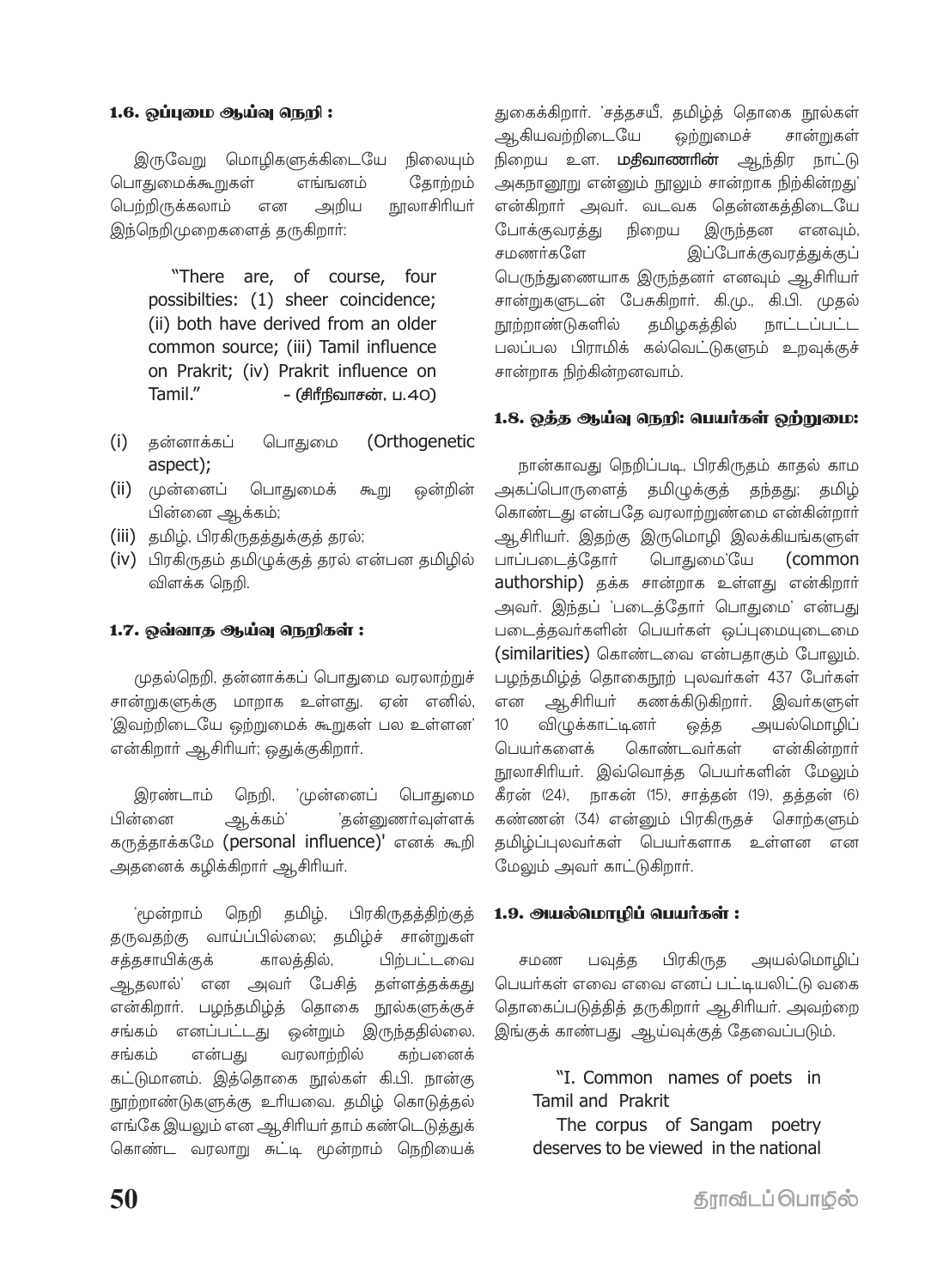### 1.6. ஒப்புமை ஆய்வு நெறி :

இருவேறு மொழிகளுக்கிடையே நிலையும் பொதுமைக்கூறுகள் எங்ஙனம் தோற்றம் பெற்றிருக்கலாம் என அறிய நூலாசிரியர் இந்நெறிமுறைகளைத் தருகிறார்:

> "There are, of course, four possibilties: (1) sheer coincidence; (ii) both have derived from an older common source; (iii) Tamil influence on Prakrit; (iv) Prakrit influence on Tamil." - (சிரீநிவாசன், ப.40)

(i) தன்னாக்கப் பொதுமை (Orthogenetic aspect);
(ii) முன்னைப் பொதுமைக் கூறு ஒன்றின் பின்னை ஆக்கம்;
(iii) தமிழ், பிரகிருதத்துக்குத் தரல்;
(iv) பிரகிருதம் தமிழுக்குத் தரல் என்பன தமிழில் விளக்க நெறி.

### 1.7. ஒவ்வாத ஆய்வு நெறிகள் :

முதல்நெறி, தன்னாக்கப் பொதுமை வரலாற்றுச் சான்றுகளுக்கு மாறாக உள்ளது. ஏன் எனில், 'இவற்றிடையே ஒற்றுமைக் கூறுகள் பல உள்ளன' என்கிறார் ஆசிரியர்; ஒதுக்குகிறார்.

இரண்டாம் நெறி, 'முன்னைப் பொதுமை பின்னை ஆக்கம்' 'தன்னுணர்வுள்ளக் கருத்தாக்கமே (personal influence)' எனக் கூறி அதனைக் கழிக்கிறார் ஆசிரியர்.

'மூன்றாம் நெறி தமிழ், பிரகிருதத்திற்குத் தருவதற்கு வாய்ப்பில்லை; தமிழ்ச் சான்றுகள் சத்தசாயிக்குக் காலத்தில், பிற்பட்டவை ஆதலால்' என அவர் பேசித் தள்ளத்தக்கது என்கிறார். பழந்தமிழ்த் தொகை நூல்களுக்குச் சங்கம் எனப்பட்டது ஒன்றும் இருந்ததில்லை. சங்கம் என்பது வரலாற்றில் கற்பனைக் கட்டுமானம். இத்தொகை நூல்கள் கி.பி. நான்கு நூற்றாண்டுகளுக்கு உரியவை. தமிழ் கொடுத்தல் எங்கே இயலும் என ஆசிரியர் தாம் கண்டெடுத்துக் கொண்ட வரலாறு சுட்டி மூன்றாம் நெறியைத் துகைக்கிறார். 'சத்தசயீ, தமிழ்த் தொகை நூல்கள் ஆகியவற்றிடையே ஒற்றுமைச் சான்றுகள் நிறைய உள. **மதிவாணரின்** ஆந்திர நாட்டு அகநானூறு என்னும் நூலும் சான்றாக நிற்கின்றது' என்கிறார் அவர். வடவக தென்னகத்திடையே போக்குவரத்து நிறைய இருந்தன எனவும், சமணர்களே இப்போக்குவரத்துக்குப் பெருந்துணையாக இருந்தனர் எனவும் ஆசிரியர் சான்றுகளுடன் பேசுகிறார். கி.மு., கி.பி. முதல் நூற்றாண்டுகளில் தமிழகத்தில் நாட்டப்பட்ட பலப்பல பிராமிக் கல்வெட்டுகளும் உறவுக்குச் சான்றாக நிற்கின்றனவாம்.

### 1.8. ஒத்த ஆய்வு நெறி: பெயர்கள் ஒற்றுமை:

நான்காவது நெறிப்படி, பிரகிருதம் காதல் காம அகப்பொருளைத் தமிழுக்குத் தந்தது; தமிழ் கொண்டது என்பதே வரலாற்றுண்மை என்கின்றார் ஆசிரியர். இதற்கு இருமொழி இலக்கியங்களுள் பாப்படைத்தோர் பொதுமை'யே (common authorship) தக்க சான்றாக உள்ளது என்கிறார் அவர். இந்தப் 'படைத்தோர் பொதுமை' என்பது படைத்தவர்களின் பெயர்கள் ஒப்புமையுடைமை (similarities) கொண்டவை என்பதாகும் போலும். பழந்தமிழ்த் தொகைநூற் புலவர்கள் 437 போர்கள் என ஆசிரியர் கணக்கிடுகிறார். இவர்களுள் 10 விழுக்காட்டினர் ஒத்த அயல்மொழிப் பெயர்களைக் கொண்டவர்கள் என்கின்றார் நூலாசிரியர். இவ்வொத்த பெயர்களின் மேலும் கீரன் (24), நாகன் (15), சாத்தன் (19), தத்தன் (6) கண்ணன் (34) என்னும் பிரகிருதச் சொற்களும் தமிழ்ப்புலவர்கள் பெயர்களாக உள்ளன என மேலும் அவர் காட்டுகிறார்.

### 1.9. அயல்மொழிப் பெயர்கள் :

சமண பவுத்த பிரகிருத அயல்மொழிப் பெயர்கள் எவை எவை எனப் பட்டியலிட்டு வகை தொகைப்படுத்தித் தருகிறார் ஆசிரியர். அவற்றை இங்குக் காண்பது ஆய்வுக்குத் தேவைப்படும்.

> "I. Common names of poets in Tamil and Prakrit
>
> The corpus of Sangam poetry deserves to be viewed in the national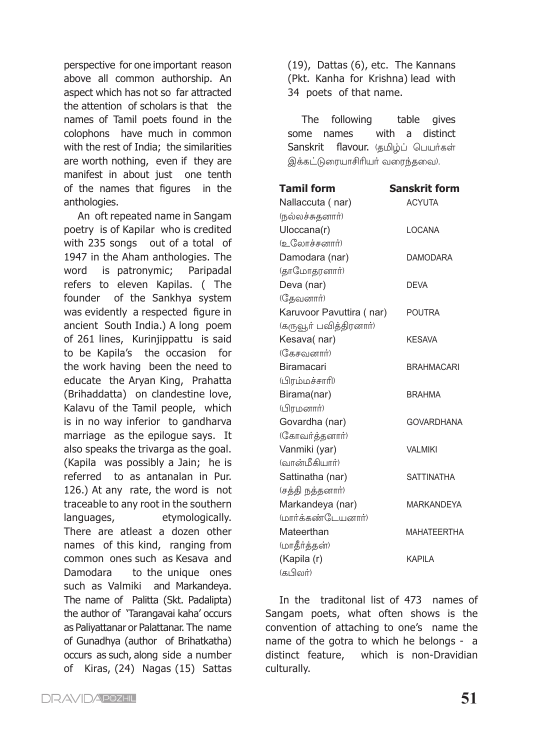perspective for one important reason above all common authorship. An aspect which has not so far attracted the attention of scholars is that the names of Tamil poets found in the colophons have much in common with the rest of India; the similarities are worth nothing, even if they are manifest in about just one tenth of the names that figures in the anthologies.

An oft repeated name in Sangam poetry is of Kapilar who is credited with 235 songs out of a total of 1947 in the Aham anthologies. The word is patronymic; Paripadal refers to eleven Kapilas. ( The founder of the Sankhya system was evidently a respected figure in ancient South India.) A long poem of 261 lines, Kurinjippattu is said to be Kapila's the occasion for the work having been the need to educate the Aryan King, Prahatta (Brihaddatta) on clandestine love, Kalavu of the Tamil people, which is in no way inferior to gandharva marriage as the epilogue says. It also speaks the trivarga as the goal. (Kapila was possibly a Jain; he is referred to as antanalan in Pur. 126.) At any rate, the word is not traceable to any root in the southern languages, etymologically. There are atleast a dozen other names of this kind, ranging from common ones such as Kesava and Damodara to the unique ones such as Valmiki and Markandeya. The name of Palitta (Skt. Padalipta) the author of 'Tarangavai kaha' occurs as Paliyattanar or Palattanar. The name of Gunadhya (author of Brihatkatha) occurs as such, along side a number of Kiras, (24) Nagas (15) Sattas (19), Dattas (6), etc. The Kannans (Pkt. Kanha for Krishna) lead with 34 poets of that name.

The following table gives some names with a distinct Sanskrit flavour. (தமிழ்ப் பெயர்கள் இக்கட்டுரையாசிரியர் வரைந்தவை).

| Tamil form | Sanskrit form |
|---|---|
| Nallaccuta ( nar) (நல்லச்சுதனார்) | ACYUTA |
| Uloccana(r) (உலோச்சனார்) | LOCANA |
| Damodara (nar) (தாமோதரனார்) | DAMODARA |
| Deva (nar) (தேவனார்) | DEVA |
| Karuvoor Pavuttira ( nar) (கருவூர் பவித்திரனார்) | POUTRA |
| Kesava( nar) (கேசவனார்) | KESAVA |
| Biramacari (பிரம்மச்சாரி) | BRAHMACARI |
| Birama(nar) (பிரமனார்) | BRAHMA |
| Govardha (nar) (கோவர்த்தனார்) | GOVARDHANA |
| Vanmiki (yar) (வான்மீகியார்) | VALMIKI |
| Sattinatha (nar) (சத்தி நத்தனார்) | SATTINATHA |
| Markandeya (nar) (மார்க்கண்டேயனார்) | MARKANDEYA |
| Mateerthan (மாதீர்த்தன்) | MAHATEERTHA |
| (Kapila (r) (கபிலர்) | KAPILA |

In the traditonal list of 473 names of Sangam poets, what often shows is the convention of attaching to one's name the name of the gotra to which he belongs - a distinct feature, which is non-Dravidian culturally.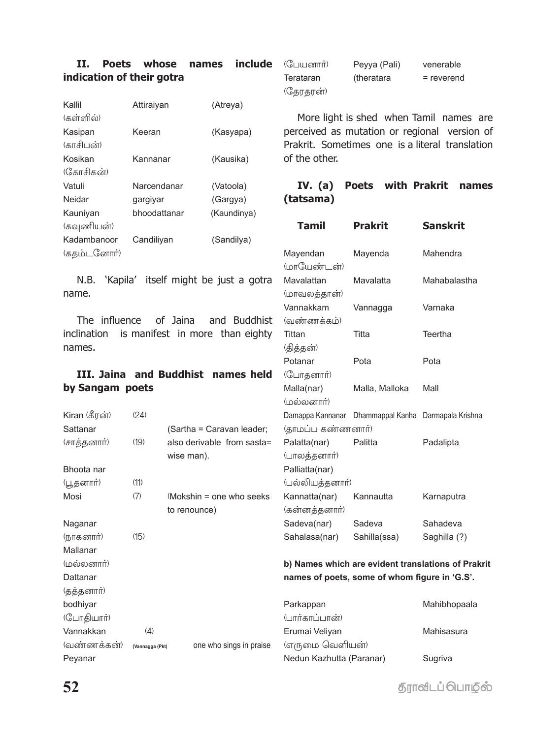### II. Poets whose names include indication of their gotra

| | | |
|---|---|---|
| Kallil (கள்ளில்) | Attiraiyan | (Atreya) |
| Kasipan (காசிபன்) | Keeran | (Kasyapa) |
| Kosikan (கோசிகன்) | Kannanar | (Kausika) |
| Vatuli | Narcendanar | (Vatoola) |
| Neidar | gargiyar | (Gargya) |
| Kauniyan (கவுணியன்) | bhoodattanar | (Kaundinya) |
| Kadambanoor (கதம்டனோர்) | Candiliyan | (Sandilya) |

N.B. 'Kapila' itself might be just a gotra name.

The influence of Jaina and Buddhist inclination is manifest in more than eighty names.

### III. Jaina and Buddhist names held by Sangam poets

| | | |
|---|---|---|
| Kiran (கீரன்) | (24) | |
| Sattanar (சாத்தனார்) | (19) | (Sartha = Caravan leader; also derivable from sasta= wise man). |
| Bhoota nar (பூதனார்) | (11) | |
| Mosi | (7) | (Mokshin = one who seeks to renounce) |
| Naganar (நாகனார்) | (15) | |
| Mallanar (மல்லனார்) | | |
| Dattanar (தத்தனார்) | | |
| bodhiyar (போதியார்) | | |
| Vannakkan (வண்ணக்கன்) | (4) (Vannagga (Pkt) | one who sings in praise |
| Peyanar (பேயனார்) | Peyya (Pali) | venerable |
| Terataran (தேரதரன்) | (theratara | = reverend |

More light is shed when Tamil names are perceived as mutation or regional version of Prakrit. Sometimes one is a literal translation of the other.

### IV. (a) Poets with Prakrit names (tatsama)

| Tamil | Prakrit | Sanskrit |
|---|---|---|
| Mayendan (மாயேண்டன்) | Mayenda | Mahendra |
| Mavalattan (மாவலத்தான்) | Mavalatta | Mahabalastha |
| Vannakkam (வண்ணக்கம்) | Vannagga | Varnaka |
| Tittan (தித்தன்) | Titta | Teertha |
| Potanar (போதனார்) | Pota | Pota |
| Malla(nar) (மல்லனார்) | Malla, Malloka | Mall |
| Damappa Kannanar (தாமப்ப கண்ணனார்) | Dhammappal Kanha | Darmapala Krishna |
| Palatta(nar) (பாலத்தனார்) | Palitta | Padalipta |
| Palliatta(nar) (பல்லியத்தனார்) | | |
| Kannatta(nar) (கன்னத்தனார்) | Kannautta | Karnaputra |
| Sadeva(nar) | Sadeva | Sahadeva |
| Sahalasa(nar) | Sahilla(ssa) | Saghilla (?) |

**b) Names which are evident translations of Prakrit names of poets, some of whom figure in 'G.S'.**

| | |
|---|---|
| Parkappan (பார்காப்பான்) | Mahibhopaala |
| Erumai Veliyan (எருமை வெளியன்) | Mahisasura |
| Nedun Kazhutta (Paranar) | Sugriva |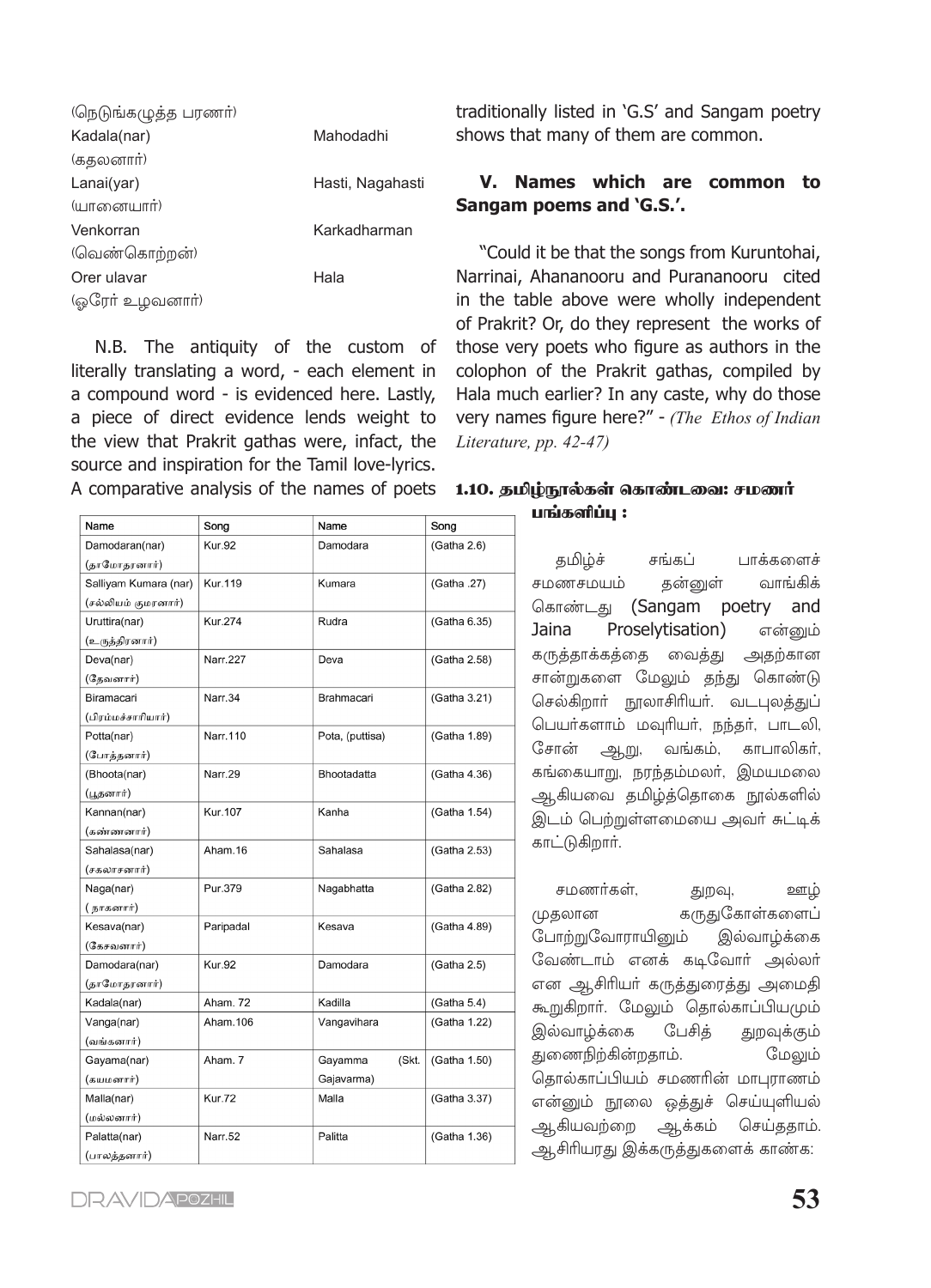(நெடுங்கழுத்த பரணர்)

| | |
|---|---|
| Kadala(nar) (கதலனார்) | Mahodadhi |
| Lanai(yar) (யானையார்) | Hasti, Nagahasti |
| Venkorran (வெண்கொற்றன்) | Karkadharman |
| Orer ulavar (ஓரேர் உழவனார்) | Hala |

N.B. The antiquity of the custom of literally translating a word, - each element in a compound word - is evidenced here. Lastly, a piece of direct evidence lends weight to the view that Prakrit gathas were, infact, the source and inspiration for the Tamil love-lyrics. A comparative analysis of the names of poets traditionally listed in 'G.S' and Sangam poetry shows that many of them are common.

| Name | Song | Name | Song |
|---|---|---|---|
| Damodaran(nar) (தாமோதரனார்) | Kur.92 | Damodara | (Gatha 2.6) |
| Salliyam Kumara (nar) (சல்லியம் குமரனார்) | Kur.119 | Kumara | (Gatha .27) |
| Uruttira(nar) (உருத்திரனார்) | Kur.274 | Rudra | (Gatha 6.35) |
| Deva(nar) (தேவனார்) | Narr.227 | Deva | (Gatha 2.58) |
| Biramacari (பிரம்மச்சாரியார்) | Narr.34 | Brahmacari | (Gatha 3.21) |
| Potta(nar) (போத்தனார்) | Narr.110 | Pota, (puttisa) | (Gatha 1.89) |
| (Bhoota(nar) (பூதனார்) | Narr.29 | Bhootadatta | (Gatha 4.36) |
| Kannan(nar) (கண்ணனார்) | Kur.107 | Kanha | (Gatha 1.54) |
| Sahalasa(nar) (சகலாசனார்) | Aham.16 | Sahalasa | (Gatha 2.53) |
| Naga(nar) ( நாகனார்) | Pur.379 | Nagabhatta | (Gatha 2.82) |
| Kesava(nar) (கேசவனார்) | Paripadal | Kesava | (Gatha 4.89) |
| Damodara(nar) (தாமோதரனார்) | Kur.92 | Damodara | (Gatha 2.5) |
| Kadala(nar) | Aham. 72 | Kadilla | (Gatha 5.4) |
| Vanga(nar) (வங்கனார்) | Aham.106 | Vangavihara | (Gatha 1.22) |
| Gayama(nar) (கயமனார்) | Aham. 7 | Gayamma (Skt. Gajavarma) | (Gatha 1.50) |
| Malla(nar) (மல்லனார்) | Kur.72 | Malla | (Gatha 3.37) |
| Palatta(nar) (பாலத்தனார்) | Narr.52 | Palitta | (Gatha 1.36) |

### V. Names which are common to Sangam poems and 'G.S.'.

"Could it be that the songs from Kuruntohai, Narrinai, Ahananooru and Purananooru cited in the table above were wholly independent of Prakrit? Or, do they represent the works of those very poets who figure as authors in the colophon of the Prakrit gathas, compiled by Hala much earlier? In any caste, why do those very names figure here?" - *(The Ethos of Indian Literature, pp. 42-47)*

### 1.10. தமிழ்நூல்கள் கொண்டவை: சமணர் பங்களிப்பு :

தமிழ்ச் சங்கப் பாக்களைச் சமணசமயம் தன்னுள் வாங்கிக் கொண்டது (Sangam poetry and Jaina Proselytisation) என்னும் கருத்தாக்கத்தை வைத்து அதற்கான சான்றுகளை மேலும் தந்து கொண்டு செல்கிறார் நூலாசிரியர். வடபுலத்துப் பெயர்களாம் மவுரியர், நந்தர், பாடலி, சோன் ஆறு, வங்கம், காபாலிகர், கங்கையாறு, நரந்தம்மலர், இமயமலை ஆகியவை தமிழ்த்தொகை நூல்களில் இடம் பெற்றுள்ளமையை அவர் சுட்டிக் காட்டுகிறார்.

சமணர்கள், துறவு, ஊழ் முதலான கருதுகோள்களைப் போற்றுவோராயினும் இல்வாழ்க்கை வேண்டாம் எனக் கடிவோர் அல்லர் என ஆசிரியர் கருத்துரைத்து அமைதி கூறுகிறார். மேலும் தொல்காப்பியமும் இல்வாழ்க்கை பேசித் துறவுக்கும் துணைநிற்கின்றதாம். மேலும் தொல்காப்பியம் சமணரின் மாபுராணம் என்னும் நூலை ஒத்துச் செய்யுளியல் ஆகியவற்றை ஆக்கம் செய்ததாம். ஆசிரியரது இக்கருத்துகளைக் காண்க: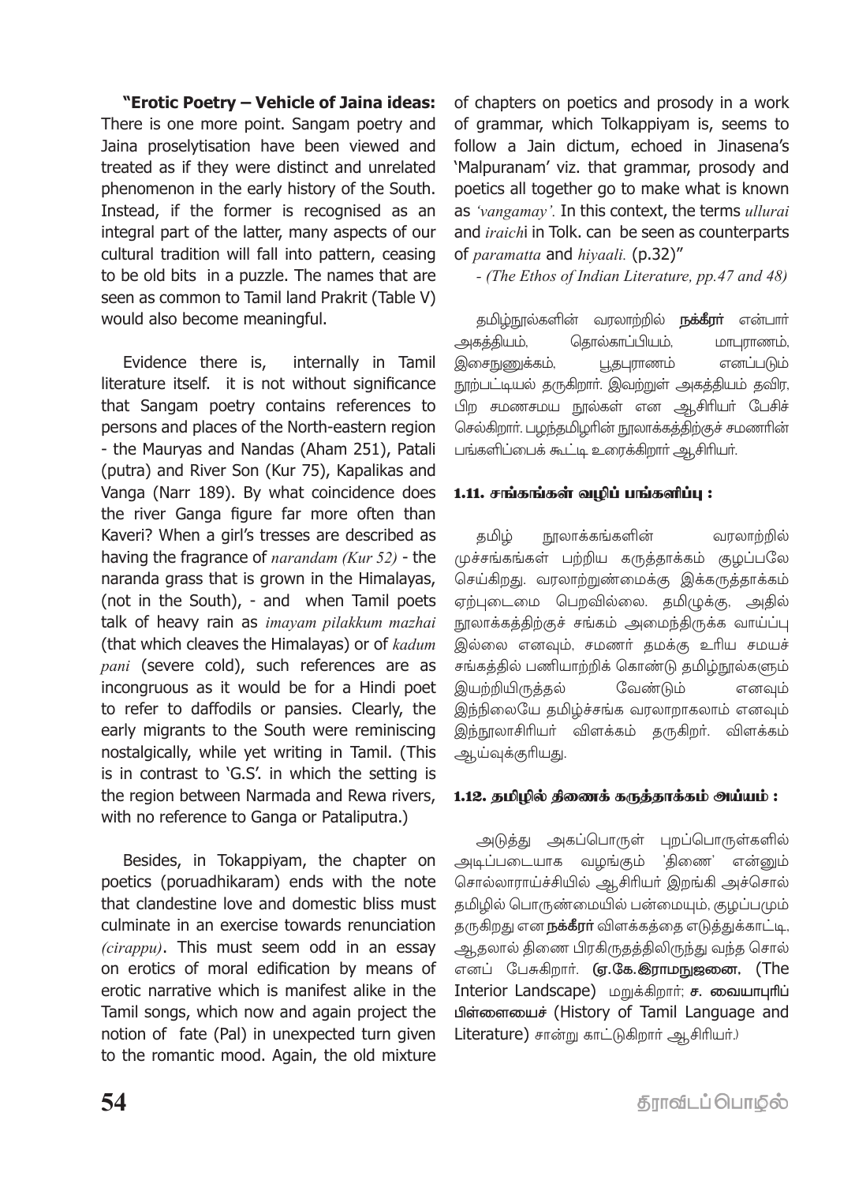**"Erotic Poetry – Vehicle of Jaina ideas:** There is one more point. Sangam poetry and Jaina proselytisation have been viewed and treated as if they were distinct and unrelated phenomenon in the early history of the South. Instead, if the former is recognised as an integral part of the latter, many aspects of our cultural tradition will fall into pattern, ceasing to be old bits in a puzzle. The names that are seen as common to Tamil land Prakrit (Table V) would also become meaningful.

Evidence there is, internally in Tamil literature itself. it is not without significance that Sangam poetry contains references to persons and places of the North-eastern region - the Mauryas and Nandas (Aham 251), Patali (putra) and River Son (Kur 75), Kapalikas and Vanga (Narr 189). By what coincidence does the river Ganga figure far more often than Kaveri? When a girl's tresses are described as having the fragrance of *narandam (Kur 52)* - the naranda grass that is grown in the Himalayas, (not in the South), - and when Tamil poets talk of heavy rain as *imayam pilakkum mazhai* (that which cleaves the Himalayas) or of *kadum pani* (severe cold), such references are as incongruous as it would be for a Hindi poet to refer to daffodils or pansies. Clearly, the early migrants to the South were reminiscing nostalgically, while yet writing in Tamil. (This is in contrast to 'G.S'. in which the setting is the region between Narmada and Rewa rivers, with no reference to Ganga or Pataliputra.)

Besides, in Tokappiyam, the chapter on poetics (poruadhikaram) ends with the note that clandestine love and domestic bliss must culminate in an exercise towards renunciation *(cirappu)*. This must seem odd in an essay on erotics of moral edification by means of erotic narrative which is manifest alike in the Tamil songs, which now and again project the notion of fate (Pal) in unexpected turn given to the romantic mood. Again, the old mixture of chapters on poetics and prosody in a work of grammar, which Tolkappiyam is, seems to follow a Jain dictum, echoed in Jinasena's 'Malpuranam' viz. that grammar, prosody and poetics all together go to make what is known as *'vangamay'*. In this context, the terms *ullurai* and *iraichi* in Tolk. can be seen as counterparts of *paramatta* and *hiyaali.* (p.32)"

*- (The Ethos of Indian Literature, pp.47 and 48)*

தமிழ்நூல்களின் வரலாற்றில் **நக்கீரர்** என்பார் அகத்தியம், தொல்காப்பியம், மாபுராணம், இசைநுணுக்கம், பூதபுராணம் எனப்படும் நூற்பட்டியல் தருகிறார். இவற்றுள் அகத்தியம் தவிர, பிற சமணசமய நூல்கள் என ஆசிரியர் பேசிச் செல்கிறார். பழந்தமிழரின் நூலாக்கத்திற்குச் சமணரின் பங்களிப்பைக் கூட்டி உரைக்கிறார் ஆசிரியர்.

### 1.11. சங்கங்கள் வழிப் பங்களிப்பு :

தமிழ் நூலாக்கங்களின் வரலாற்றில் முச்சங்கங்கள் பற்றிய கருத்தாக்கம் குழப்பமே செய்கிறது. வரலாற்றுண்மைக்கு இக்கருத்தாக்கம் ஏற்புடைமை பெறவில்லை. தமிழுக்கு, அதில் நூலாக்கத்திற்குச் சங்கம் அமைந்திருக்க வாய்ப்பு இல்லை எனவும், சமணர் தமக்கு உரிய சமயச் சங்கத்தில் பணியாற்றிக் கொண்டு தமிழ்நூல்களும் இயற்றியிருத்தல் வேண்டும் எனவும் இந்நிலையே தமிழ்ச்சங்க வரலாறாகலாம் எனவும் இந்நூலாசிரியர் விளக்கம் தருகிறர். விளக்கம் ஆய்வுக்குரியது.

### 1.12. தமிழில் திணைக் கருத்தாக்கம் அய்யம் :

அடுத்து அகப்பொருள் புறப்பொருள்களில் அடிப்படையாக வழங்கும் 'திணை' என்னும் சொல்லாராய்ச்சியில் ஆசிரியர் இறங்கி அச்சொல் தமிழில் பொருண்மையில் பன்மையும், குழப்பமும் தருகிறது என **நக்கீரர்** விளக்கத்தை எடுத்துக்காட்டி, ஆதலால் திணை பிரகிருதத்திலிருந்து வந்த சொல் எனப் பேசுகிறார். **(ஏ.கே.இராமநுஜனை,** (The Interior Landscape) மறுக்கிறார்; **ச. வையாபுரிப் பிள்ளையைச்** (History of Tamil Language and Literature) சான்று காட்டுகிறார் ஆசிரியர்.)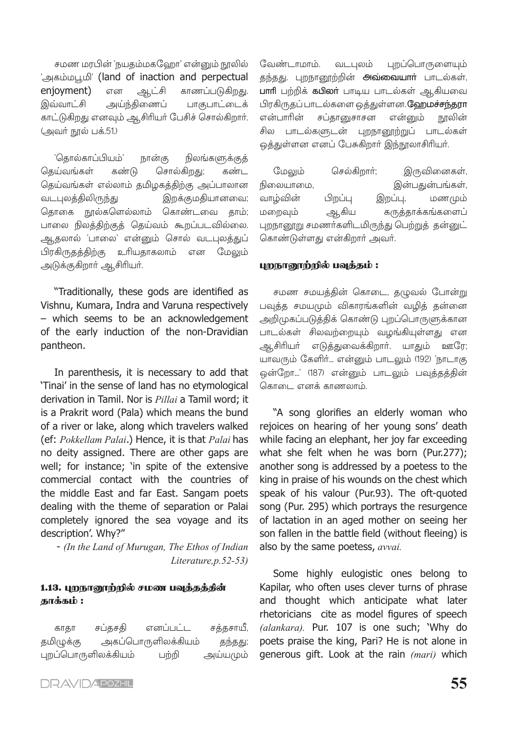சமண மரபின் 'நயதம்மகஹோ' என்னும் நூலில் 'அகம்மபூமி' (land of inaction and perpectual enjoyment) என ஆட்சி காணப்படுகிறது. இவ்வாட்சி அய்ந்திணைப் பாகுபாட்டைக் காட்டுகிறது எனவும் ஆசிரியர் பேசிச் சொல்கிறார். (அவர் நூல் பக்.51.)

'தொல்காப்பியம்' நான்கு நிலங்களுக்குத் தெய்வங்கள் கண்டு சொல்கிறது; கண்ட தெய்வங்கள் எல்லாம் தமிழகத்திற்கு அப்பாலான வடபுலத்திலிருந்து இறக்குமதியானவை; தொகை நூல்களெல்லாம் கொண்டவை தாம்; பாலை நிலத்திற்குத் தெய்வம் கூறப்படவில்லை. ஆதலால் 'பாலை' என்னும் சொல் வடபுலத்துப் பிரகிருதத்திற்கு உரியதாகலாம் என மேலும் அடுக்குகிறார் ஆசிரியர்.

"Traditionally, these gods are identified as Vishnu, Kumara, Indra and Varuna respectively – which seems to be an acknowledgement of the early induction of the non-Dravidian pantheon.

In parenthesis, it is necessary to add that 'Tinai' in the sense of land has no etymological derivation in Tamil. Nor is *Pillai* a Tamil word; it is a Prakrit word (Pala) which means the bund of a river or lake, along which travelers walked (ef: *Pokkellam Palai*.) Hence, it is that *Palai* has no deity assigned. There are other gaps are well; for instance; 'in spite of the extensive commercial contact with the countries of the middle East and far East. Sangam poets dealing with the theme of separation or Palai completely ignored the sea voyage and its description'. Why?"

- *(In the Land of Murugan, The Ethos of Indian Literature,p.52-53)*

### 1.13. புறநானூற்றில் சமண பவுத்தத்தின் தாக்கம் :

காதா சப்தசதி எனப்பட்ட சத்தசாயீ, தமிழுக்கு அகப்பொருளிலக்கியம் தந்தது; புறப்பொருளிலக்கியம் பற்றி அய்யமும் வேண்டாமாம். வடபுலம் புறப்பொருளையும் தந்தது. புறநானூற்றின் **அவ்வையார்** பாடல்கள், **பாரி** பற்றிக் **கபிலர்** பாடிய பாடல்கள் ஆகியவை பிரகிருதப் பாடல்களை ஒத்துள்ளன. **ஹேமச்சந்தரா** என்பாரின் சப்தானுசாசன என்னும் நூலின் சில பாடல்களுடன் புறநானூற்றுப் பாடல்கள் ஒத்துள்ளன எனப் பேசுகிறார் இந்நூலாசிரியர்.

மேலும் செல்கிறார்; இருவினைகள், நிலையாமை, இன்பதுன்பங்கள், வாழ்வின் பிறப்பு இறப்பு, மணமும் மறைவும் ஆகிய கருத்தாக்கங்களைப் புறநானூறு சமணர்களிடமிருந்து பெற்றுத் தன்னுட் கொண்டுள்ளது என்கிறார் அவர்.

#### புறநானூற்றில் பவுத்தம் :

சமண சமயத்தின் கொடை, தழுவல் போன்று பவுத்த சமயமும் விகாரங்களின் வழித் தன்னை அறிமுகப்படுத்திக் கொண்டு புறப்பொருளுக்கான பாடல்கள் சிலவற்றையும் வழங்கியுள்ளது என ஆசிரியர் எடுத்துவைக்கிறார். யாதும் ஊரே; யாவரும் கேளிர்... என்னும் பாடலும் (192) 'நாடாகு ஒன்றோ...' (187) என்னும் பாடலும் பவுத்தத்தின் கொடை எனக் காணலாம்.

"A song glorifies an elderly woman who rejoices on hearing of her young sons' death while facing an elephant, her joy far exceeding what she felt when he was born (Pur.277); another song is addressed by a poetess to the king in praise of his wounds on the chest which speak of his valour (Pur.93). The oft-quoted song (Pur. 295) which portrays the resurgence of lactation in an aged mother on seeing her son fallen in the battle field (without fleeing) is also by the same poetess, *avvai.*

Some highly eulogistic ones belong to Kapilar, who often uses clever turns of phrase and thought which anticipate what later rhetoricians cite as model figures of speech *(alankara).* Pur. 107 is one such; 'Why do poets praise the king, Pari? He is not alone in generous gift. Look at the rain *(mari)* which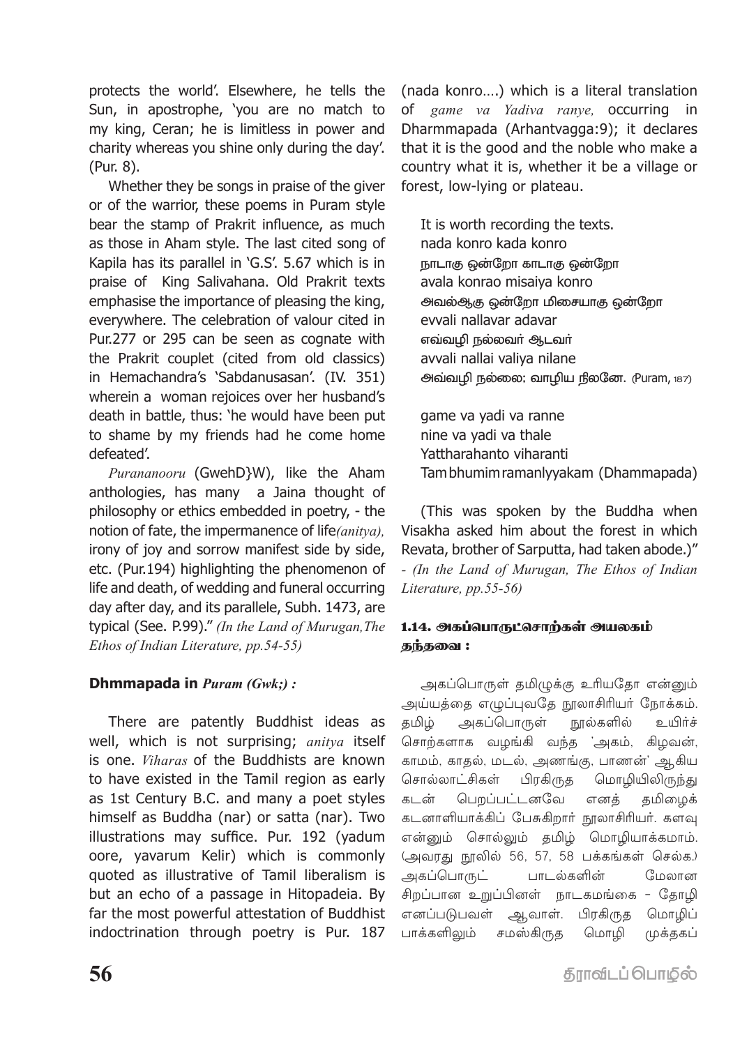protects the world'. Elsewhere, he tells the Sun, in apostrophe, 'you are no match to my king, Ceran; he is limitless in power and charity whereas you shine only during the day'. (Pur. 8).

Whether they be songs in praise of the giver or of the warrior, these poems in Puram style bear the stamp of Prakrit influence, as much as those in Aham style. The last cited song of Kapila has its parallel in 'G.S'. 5.67 which is in praise of King Salivahana. Old Prakrit texts emphasise the importance of pleasing the king, everywhere. The celebration of valour cited in Pur.277 or 295 can be seen as cognate with the Prakrit couplet (cited from old classics) in Hemachandra's 'Sabdanusasan'. (IV. 351) wherein a woman rejoices over her husband's death in battle, thus: 'he would have been put to shame by my friends had he come home defeated'.

*Purananooru* (GwehD}W), like the Aham anthologies, has many a Jaina thought of philosophy or ethics embedded in poetry, - the notion of fate, the impermanence of life*(anitya),* irony of joy and sorrow manifest side by side, etc. (Pur.194) highlighting the phenomenon of life and death, of wedding and funeral occurring day after day, and its parallele, Subh. 1473, are typical (See. P.99)." *(In the Land of Murugan,The Ethos of Indian Literature, pp.54-55)*

**Dhmmapada in *Puram (Gwk;) :***

There are patently Buddhist ideas as well, which is not surprising; *anitya* itself is one. *Viharas* of the Buddhists are known to have existed in the Tamil region as early as 1st Century B.C. and many a poet styles himself as Buddha (nar) or satta (nar). Two illustrations may suffice. Pur. 192 (yadum oore, yavarum Kelir) which is commonly quoted as illustrative of Tamil liberalism is but an echo of a passage in Hitopadeia. By far the most powerful attestation of Buddhist indoctrination through poetry is Pur. 187 (nada konro….) which is a literal translation of *game va Yadiva ranye,* occurring in Dharmmapada (Arhantvagga:9); it declares that it is the good and the noble who make a country what it is, whether it be a village or forest, low-lying or plateau.

It is worth recording the texts.
nada konro kada konro
நாடாகு ஒன்றோ காடாகு ஒன்றோ
avala konrao misaiya konro
அவல்ஆகு ஒன்றோ மிசையாகு ஒன்றோ
evvali nallavar adavar
எவ்வழி நல்லவர் ஆடவர்
avvali nallai valiya nilane
அவ்வழி நல்லை; வாழிய நிலனே. (Puram, 187)

game va yadi va ranne
nine va yadi va thale
Yattharahanto viharanti
Tam bhumim ramanlyyakam (Dhammapada)

(This was spoken by the Buddha when Visakha asked him about the forest in which Revata, brother of Sarputta, had taken abode.)" - *(In the Land of Murugan, The Ethos of Indian Literature, pp.55-56)*

### 1.14. அகப்பொருட்சொற்கள் அயலகம் தந்தவை :

அகப்பொருள் தமிழுக்கு உரியதோ என்னும் அய்யத்தை எழுப்புவதே நூலாசிரியர் நோக்கம். தமிழ் அகப்பொருள் நூல்களில் உயிர்ச் சொற்களாக வழங்கி வந்த 'அகம், கிழவன், காமம், காதல், மடல், அணங்கு, பாணன்' ஆகிய சொல்லாட்சிகள் பிரகிருத மொழியிலிருந்து கடன் பெறப்பட்டனவே எனத் தமிழைக் கடனாளியாக்கிப் பேசுகிறார் நூலாசிரியர். களவு என்னும் சொல்லும் தமிழ் மொழியாக்கமாம். (அவரது நூலில் 56, 57, 58 பக்கங்கள் செல்க.) அகப்பொருட் பாடல்களின் மேலான சிறப்பான உறுப்பினள் நாடகமங்கை – தோழி எனப்படுபவள் ஆவாள். பிரகிருத மொழிப் பாக்களிலும் சமஸ்கிருத மொழி முக்தகப்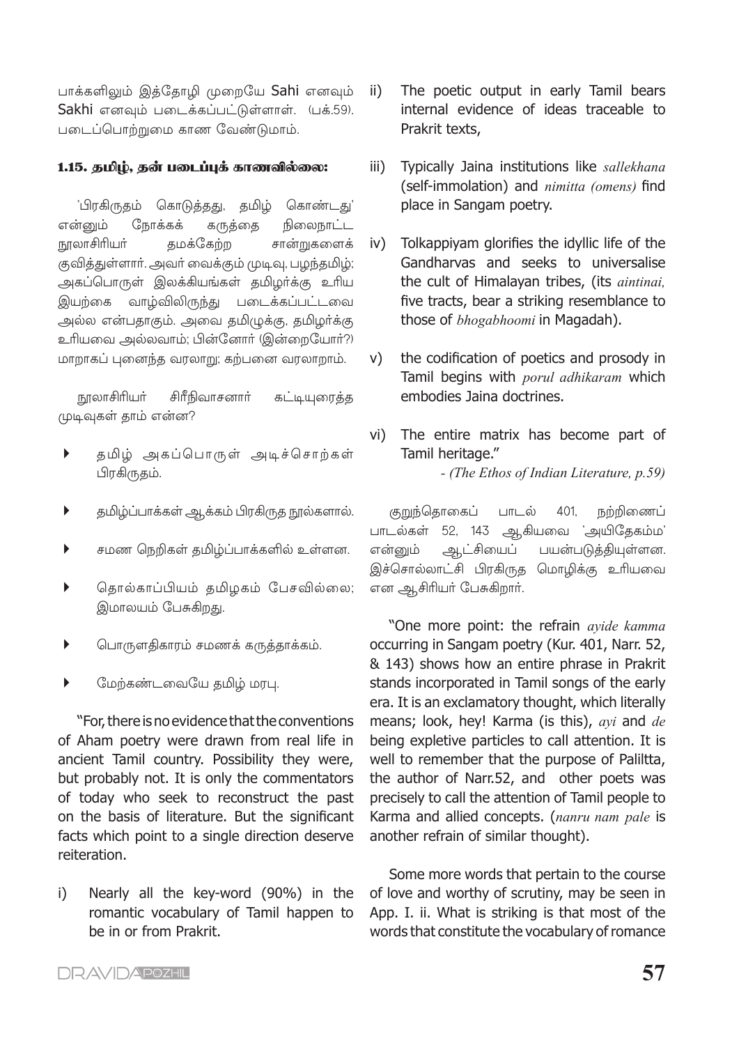பாக்களிலும் இத்தோழி முறையே Sahi எனவும் Sakhi எனவும் படைக்கப்பட்டுள்ளாள். (பக்.59). படைப்பொற்றுமை காண வேண்டுமாம்.

### 1.15. தமிழ், தன் படைப்புக் காணவில்லை:

'பிரகிருதம் கொடுத்தது, தமிழ் கொண்டது' என்னும் நோக்கக் கருத்தை நிலைநாட்ட நூலாசிரியர் தமக்கேற்ற சான்றுகளைக் குவித்துள்ளார். அவர் வைக்கும் முடிவு, பழந்தமிழ்; அகப்பொருள் இலக்கியங்கள் தமிழர்க்கு உரிய இயற்கை வாழ்விலிருந்து படைக்கப்பட்டவை அல்ல என்பதாகும். அவை தமிழுக்கு, தமிழர்க்கு உரியவை அல்லவாம்; பின்னோர் (இன்றையோர்?) மாறாகப் புனைந்த வரலாறு; கற்பனை வரலாறாம்.

நூலாசிரியர் சிரீநிவாசனார் கட்டியுரைத்த முடிவுகள் தாம் என்ன?

- தமிழ் அகப்பொருள் அடிச்சொற்கள் பிரகிருதம்.
- தமிழ்ப்பாக்கள் ஆக்கம் பிரகிருத நூல்களால்.
- சமண நெறிகள் தமிழ்ப்பாக்களில் உள்ளன.
- தொல்காப்பியம் தமிழகம் பேசவில்லை; இமாலயம் பேசுகிறது.
- பொருளதிகாரம் சமணக் கருத்தாக்கம்.
- மேற்கண்டவையே தமிழ் மரபு.

"For, there is no evidence that the conventions of Aham poetry were drawn from real life in ancient Tamil country. Possibility they were, but probably not. It is only the commentators of today who seek to reconstruct the past on the basis of literature. But the significant facts which point to a single direction deserve reiteration.

i) Nearly all the key-word (90%) in the romantic vocabulary of Tamil happen to be in or from Prakrit.

ii) The poetic output in early Tamil bears internal evidence of ideas traceable to Prakrit texts,

iii) Typically Jaina institutions like *sallekhana* (self-immolation) and *nimitta (omens)* find place in Sangam poetry.

iv) Tolkappiyam glorifies the idyllic life of the Gandharvas and seeks to universalise the cult of Himalayan tribes, (its *aintinai,* five tracts, bear a striking resemblance to those of *bhogabhoomi* in Magadah).

v) the codification of poetics and prosody in Tamil begins with *porul adhikaram* which embodies Jaina doctrines.

vi) The entire matrix has become part of Tamil heritage."

- *(The Ethos of Indian Literature, p.59)*

குறுந்தொகைப் பாடல் 401, நற்றிணைப் பாடல்கள் 52, 143 ஆகியவை 'அயிதேகம்ம' என்னும் ஆட்சியைப் பயன்படுத்தியுள்ளன. இச்சொல்லாட்சி பிரகிருத மொழிக்கு உரியவை என ஆசிரியர் பேசுகிறார்.

"One more point: the refrain *ayide kamma* occurring in Sangam poetry (Kur. 401, Narr. 52, & 143) shows how an entire phrase in Prakrit stands incorporated in Tamil songs of the early era. It is an exclamatory thought, which literally means; look, hey! Karma (is this), *ayi* and *de* being expletive particles to call attention. It is well to remember that the purpose of Paliltta, the author of Narr.52, and other poets was precisely to call the attention of Tamil people to Karma and allied concepts. (*nanru nam pale* is another refrain of similar thought).

Some more words that pertain to the course of love and worthy of scrutiny, may be seen in App. I. ii. What is striking is that most of the words that constitute the vocabulary of romance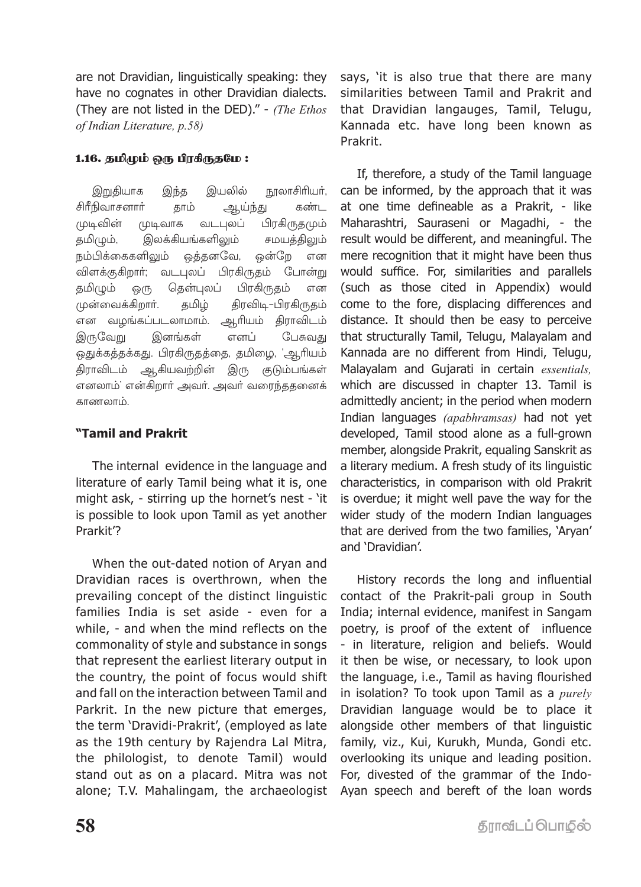are not Dravidian, linguistically speaking: they have no cognates in other Dravidian dialects. (They are not listed in the DED)." - *(The Ethos of Indian Literature, p.58)*

### 1.16. தமிழும் ஒரு பிரகிருதமே :

இறுதியாக இந்த இயலில் நூலாசிரியர், சிரீநிவாசனார் தாம் ஆய்ந்து கண்ட முடிவின் முடிவாக வடபுலப் பிரகிருதமும் தமிழும், இலக்கியங்களிலும் சமயத்திலும் நம்பிக்கைகளிலும் ஒத்தனவே, ஒன்றே என விளக்குகிறார்; வடபுலப் பிரகிருதம் போன்று தமிழும் ஒரு தென்புலப் பிரகிருதம் என முன்வைக்கிறார். தமிழ் திரவிடி-பிரகிருதம் என வழங்கப்படலாமாம். ஆரியம் திராவிடம் இருவேறு இனங்கள் எனப் பேசுவது ஒதுக்கத்தக்கது. பிரகிருதத்தை, தமிழை, 'ஆரியம் திராவிடம் ஆகியவற்றின் இரு குடும்பங்கள் எனலாம்' என்கிறார் அவர். அவர் வரைந்ததனைக் காணலாம்.

**"Tamil and Prakrit**

The internal evidence in the language and literature of early Tamil being what it is, one might ask, - stirring up the hornet's nest - 'it is possible to look upon Tamil as yet another Prarkit'?

When the out-dated notion of Aryan and Dravidian races is overthrown, when the prevailing concept of the distinct linguistic families India is set aside - even for a while, - and when the mind reflects on the commonality of style and substance in songs that represent the earliest literary output in the country, the point of focus would shift and fall on the interaction between Tamil and Parkrit. In the new picture that emerges, the term 'Dravidi-Prakrit', (employed as late as the 19th century by Rajendra Lal Mitra, the philologist, to denote Tamil) would stand out as on a placard. Mitra was not alone; T.V. Mahalingam, the archaeologist says, 'it is also true that there are many similarities between Tamil and Prakrit and that Dravidian langauges, Tamil, Telugu, Kannada etc. have long been known as Prakrit.

If, therefore, a study of the Tamil language can be informed, by the approach that it was at one time defineable as a Prakrit, - like Maharashtri, Sauraseni or Magadhi, - the result would be different, and meaningful. The mere recognition that it might have been thus would suffice. For, similarities and parallels (such as those cited in Appendix) would come to the fore, displacing differences and distance. It should then be easy to perceive that structurally Tamil, Telugu, Malayalam and Kannada are no different from Hindi, Telugu, Malayalam and Gujarati in certain *essentials,* which are discussed in chapter 13. Tamil is admittedly ancient; in the period when modern Indian languages *(apabhramsas)* had not yet developed, Tamil stood alone as a full-grown member, alongside Prakrit, equaling Sanskrit as a literary medium. A fresh study of its linguistic characteristics, in comparison with old Prakrit is overdue; it might well pave the way for the wider study of the modern Indian languages that are derived from the two families, 'Aryan' and 'Dravidian'.

History records the long and influential contact of the Prakrit-pali group in South India; internal evidence, manifest in Sangam poetry, is proof of the extent of influence - in literature, religion and beliefs. Would it then be wise, or necessary, to look upon the language, i.e., Tamil as having flourished in isolation? To took upon Tamil as a *purely* Dravidian language would be to place it alongside other members of that linguistic family, viz., Kui, Kurukh, Munda, Gondi etc. overlooking its unique and leading position. For, divested of the grammar of the Indo-Ayan speech and bereft of the loan words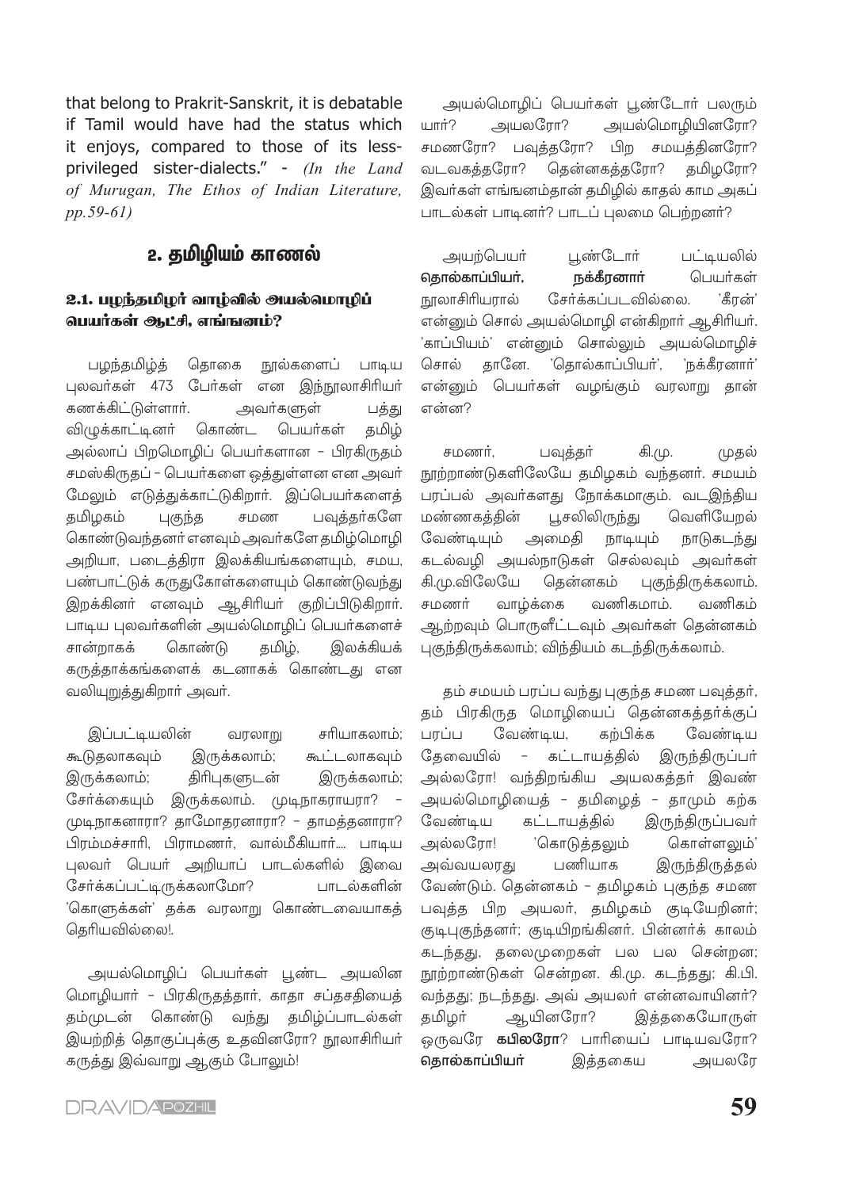that belong to Prakrit-Sanskrit, it is debatable if Tamil would have had the status which it enjoys, compared to those of its less-privileged sister-dialects." - *(In the Land of Murugan, The Ethos of Indian Literature, pp.59-61)*

## 2. தமிழியம் காணல்

### 2.1. பழந்தமிழர் வாழ்வில் அயல்மொழிப் பெயர்கள் ஆட்சி, எங்ஙனம்?

பழந்தமிழ்த் தொகை நூல்களைப் பாடிய புலவர்கள் 473 பேர்கள் என இந்நூலாசிரியர் கணக்கிட்டுள்ளார். அவர்களுள் பத்து விழுக்காட்டினர் கொண்ட பெயர்கள் தமிழ் அல்லாப் பிறமொழிப் பெயர்களான – பிரகிருதம் சமஸ்கிருதப் – பெயர்களை ஒத்துள்ளன என அவர் மேலும் எடுத்துக்காட்டுகிறார். இப்பெயர்களைத் தமிழகம் புகுந்த சமண பவுத்தர்களே கொண்டுவந்தனர் எனவும் அவர்களே தமிழ்மொழி அறியா, படைத்திரா இலக்கியங்களையும், சமய, பண்பாட்டுக் கருதுகோள்களையும் கொண்டுவந்து இறக்கினர் எனவும் ஆசிரியர் குறிப்பிடுகிறார். பாடிய புலவர்களின் அயல்மொழிப் பெயர்களைச் சான்றாகக் கொண்டு தமிழ், இலக்கியக் கருத்தாக்கங்களைக் கடனாகக் கொண்டது என வலியுறுத்துகிறார் அவர்.

இப்பட்டியலின் வரலாறு சரியாகலாம்; கூடுதலாகவும் இருக்கலாம்; கூட்டலாகவும் இருக்கலாம்; திரிபுகளுடன் இருக்கலாம்; சேர்க்கையும் இருக்கலாம். முடிநாகராயரா? – முடிநாகனாரா? தாமோதரனாரா? – தாமத்தனாரா? பிரம்மச்சாரி, பிராமணார், வால்மீகியார்.... பாடிய புலவர் பெயர் அறியாப் பாடல்களில் இவை சேர்க்கப்பட்டிருக்கலாமோ? பாடல்களின் 'கொளுக்கள்' தக்க வரலாறு கொண்டவையாகத் தெரியவில்லை!.

அயல்மொழிப் பெயர்கள் பூண்ட அயலின மொழியார் – பிரகிருதத்தார், காதா சப்தசதியைத் தம்முடன் கொண்டு வந்து தமிழ்ப்பாடல்கள் இயற்றித் தொகுப்புக்கு உதவினரோ? நூலாசிரியர் கருத்து இவ்வாறு ஆகும் போலும்!

அயல்மொழிப் பெயர்கள் பூண்டோர் பலரும் யார்? அயலரோ? அயல்மொழியினரோ? சமணரோ? பவுத்தரோ? பிற சமயத்தினரோ? வடவகத்தரோ? தென்னகத்தரோ? தமிழரோ? இவர்கள் எங்ஙனம்தான் தமிழில் காதல் காம அகப் பாடல்கள் பாடினர்? பாடப் புலமை பெற்றனர்?

அயற்பெயர் பூண்டோர் பட்டியலில் **தொல்காப்பியர், நக்கீரனார்** பெயர்கள் நூலாசிரியரால் சேர்க்கப்படவில்லை. 'கீரன்' என்னும் சொல் அயல்மொழி என்கிறார் ஆசிரியர். 'காப்பியம்' என்னும் சொல்லும் அயல்மொழிச் சொல் தானே. 'தொல்காப்பியர்', 'நக்கீரனார்' என்னும் பெயர்கள் வழங்கும் வரலாறு தான் என்ன?

சமணர், பவுத்தர் கி.மு. முதல் நூற்றாண்டுகளிலேயே தமிழகம் வந்தனர். சமயம் பரப்பல் அவர்களது நோக்கமாகும். வடஇந்திய மண்ணகத்தின் பூசலிலிருந்து வெளியேறல் வேண்டியும் அமைதி நாடியும் நாடுகடந்து கடல்வழி அயல்நாடுகள் செல்லவும் அவர்கள் கி.மு.விலேயே தென்னகம் புகுந்திருக்கலாம். சமணர் வாழ்க்கை வணிகமாம். வணிகம் ஆற்றவும் பொருளீட்டவும் அவர்கள் தென்னகம் புகுந்திருக்கலாம்; விந்தியம் கடந்திருக்கலாம்.

தம் சமயம் பரப்ப வந்து புகுந்த சமண பவுத்தர், தம் பிரகிருத மொழியைத் தென்னகத்தார்க்குப் பரப்ப வேண்டிய, கற்பிக்க வேண்டிய தேவையில் – கட்டாயத்தில் இருந்திருப்பர் அல்லரோ! வந்திறங்கிய அயலகத்தர் இவண் அயல்மொழியைத் – தமிழைத் – தாமும் கற்க வேண்டிய கட்டாயத்தில் இருந்திருப்பவர் அல்லரோ! 'கொடுத்தலும் கொள்ளலும்' அவ்வயலரது பணியாக இருந்திருத்தல் வேண்டும். தென்னகம் – தமிழகம் புகுந்த சமண பவுத்த பிற அயலர், தமிழகம் குடியேறினர்; குடிபுகுந்தனர்; குடியிறங்கினர். பின்னர்க் காலம் கடந்தது, தலைமுறைகள் பல பல சென்றன; நூற்றாண்டுகள் சென்றன. கி.மு. கடந்தது; கி.பி. வந்தது; நடந்தது. அவ் அயலர் என்னவாயினர்? தமிழர் ஆயினரோ? இத்தகையோருள் ஒருவரே **கபிலரோ**? பாரியைப் பாடியவரோ? **தொல்காப்பியர்** இத்தகைய அயலரே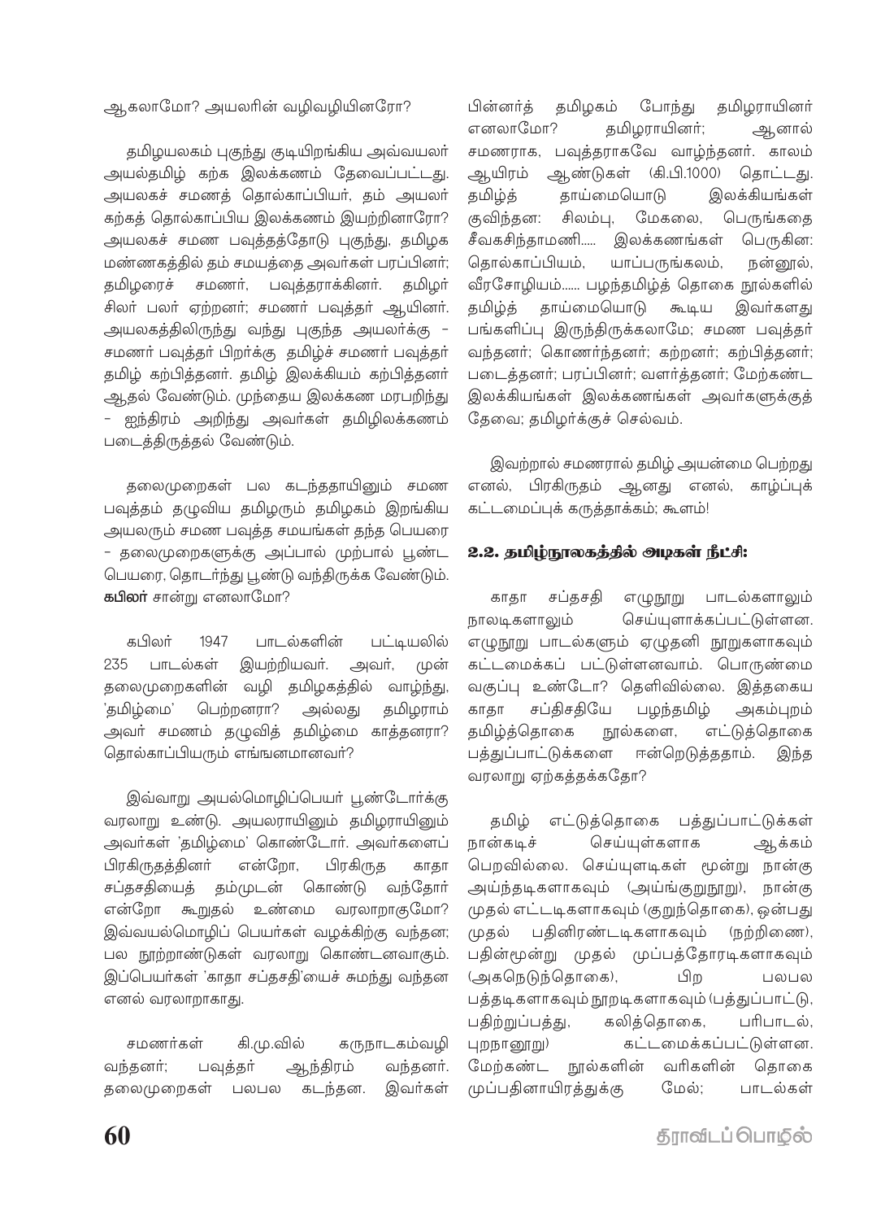ஆகலாமோ? அயலரின் வழிவழியினரோ?

தமிழயலகம் புகுந்து குடியிறங்கிய அவ்வயலர் அயல்தமிழ் கற்க இலக்கணம் தேவைப்பட்டது. அயலகச் சமணத் தொல்காப்பியர், தம் அயலர் கற்கத் தொல்காப்பிய இலக்கணம் இயற்றினாரோ? அயலகச் சமண பவுத்தத்தோடு புகுந்து, தமிழக மண்ணகத்தில் தம் சமயத்தை அவர்கள் பரப்பினர்; தமிழரைச் சமணர், பவுத்தராக்கினர். தமிழர் சிலர் பலர் ஏற்றனர்; சமணர் பவுத்தர் ஆயினர். அயலகத்திலிருந்து வந்து புகுந்த அயலர்க்கு - சமணர் பவுத்தர் பிறர்க்கு தமிழ்ச் சமணர் பவுத்தர் தமிழ் கற்பித்தனர். தமிழ் இலக்கியம் கற்பித்தனர் ஆதல் வேண்டும். முந்தைய இலக்கண மரபறிந்து - ஐந்திரம் அறிந்து அவர்கள் தமிழிலக்கணம் படைத்திருத்தல் வேண்டும்.

தலைமுறைகள் பல கடந்ததாயினும் சமண பவுத்தம் தழுவிய தமிழரும் தமிழகம் இறங்கிய அயலரும் சமண பவுத்த சமயங்கள் தந்த பெயரை - தலைமுறைகளுக்கு அப்பால் முற்பால் பூண்ட பெயரை, தொடர்ந்து பூண்டு வந்திருக்க வேண்டும். **கபிலர்** சான்று எனலாமோ?

கபிலர் 1947 பாடல்களின் பட்டியலில் 235 பாடல்கள் இயற்றியவர். அவர், முன் தலைமுறைகளின் வழி தமிழகத்தில் வாழ்ந்து, 'தமிழ்மை' பெற்றனரா? அல்லது தமிழராம் அவர் சமணம் தழுவித் தமிழ்மை காத்தனரா? தொல்காப்பியரும் எங்ஙனமானவர்?

இவ்வாறு அயல்மொழிப்பெயர் பூண்டோர்க்கு வரலாறு உண்டு. அயலராயினும் தமிழராயினும் அவர்கள் 'தமிழ்மை' கொண்டோர். அவர்களைப் பிரகிருதத்தினர் என்றோ, பிரகிருத காதா சப்தசதியைத் தம்முடன் கொண்டு வந்தோர் என்றோ கூறுதல் உண்மை வரலாறாகுமோ? இவ்வயல்மொழிப் பெயர்கள் வழக்கிற்கு வந்தன; பல நூற்றாண்டுகள் வரலாறு கொண்டனவாகும். இப்பெயர்கள் 'காதா சப்தசதி'யைச் சுமந்து வந்தன எனல் வரலாறாகாது.

சமணர்கள் கி.மு.வில் கருநாடகம்வழி வந்தனர்; பவுத்தர் ஆந்திரம் வந்தனர். தலைமுறைகள் பலபல கடந்தன. இவர்கள் பின்னர்த் தமிழகம் போந்து தமிழராயினர் எனலாமோ? தமிழராயினர்; ஆனால் சமணராக, பவுத்தராகவே வாழ்ந்தனர். காலம் ஆயிரம் ஆண்டுகள் (கி.பி.1000) தொட்டது. தமிழ்த் தாய்மையொடு இலக்கியங்கள் குவிந்தன: சிலம்பு, மேகலை, பெருங்கதை சீவகசிந்தாமணி..... இலக்கணங்கள் பெருகின: தொல்காப்பியம், யாப்பருங்கலம், நன்னூல், வீரசோழியம்...... பழந்தமிழ்த் தொகை நூல்களில் தமிழ்த் தாய்மையொடு கூடிய இவர்களது பங்களிப்பு இருந்திருக்கலாமே; சமண பவுத்தர் வந்தனர்; கொணர்ந்தனர்; கற்றனர்; கற்பித்தனர்; படைத்தனர்; பரப்பினர்; வளர்த்தனர்; மேற்கண்ட இலக்கியங்கள் இலக்கணங்கள் அவர்களுக்குத் தேவை; தமிழர்க்குச் செல்வம்.

இவற்றால் சமணரால் தமிழ் அயன்மை பெற்றது எனல், பிரகிருதம் ஆனது எனல், காழ்ப்புக் கட்டமைப்புக் கருத்தாக்கம்; கூளம்!

## 2.2. தமிழ்நூலகத்தில் அடிகள் நீட்சி:

காதா சப்தசதி எழுநூறு பாடல்களாலும் நாலடிகளாலும் செய்யுளாக்கப்பட்டுள்ளன. எழுநூறு பாடல்களும் ஏழுதனி நூறுகளாகவும் கட்டமைக்கப் பட்டுள்ளனவாம். பொருண்மை வகுப்பு உண்டோ? தெளிவில்லை. இத்தகைய காதா சப்திசதியே பழந்தமிழ் அகம்புறம் தமிழ்த்தொகை நூல்களை, எட்டுத்தொகை பத்துப்பாட்டுக்களை ஈன்றெடுத்ததாம். இந்த வரலாறு ஏற்கத்தக்கதோ?

தமிழ் எட்டுத்தொகை பத்துப்பாட்டுக்கள் நான்கடிச் செய்யுள்களாக ஆக்கம் பெறவில்லை. செய்யுளடிகள் மூன்று நான்கு அய்ந்தடிகளாகவும் (அய்ங்குறுநூறு), நான்கு முதல் எட்டடிகளாகவும் (குறுந்தொகை), ஒன்பது முதல் பதினிரண்டடிகளாகவும் (நற்றிணை), பதின்மூன்று முதல் முப்பத்தோரடிகளாகவும் (அகநெடுந்தொகை), பிற பலபல பத்தடிகளாகவும் நூறடிகளாகவும் (பத்துப்பாட்டு, பதிற்றுப்பத்து, கலித்தொகை, பரிபாடல், புறநானூறு) கட்டமைக்கப்பட்டுள்ளன. மேற்கண்ட நூல்களின் வரிகளின் தொகை முப்பதினாயிரத்துக்கு மேல்; பாடல்கள்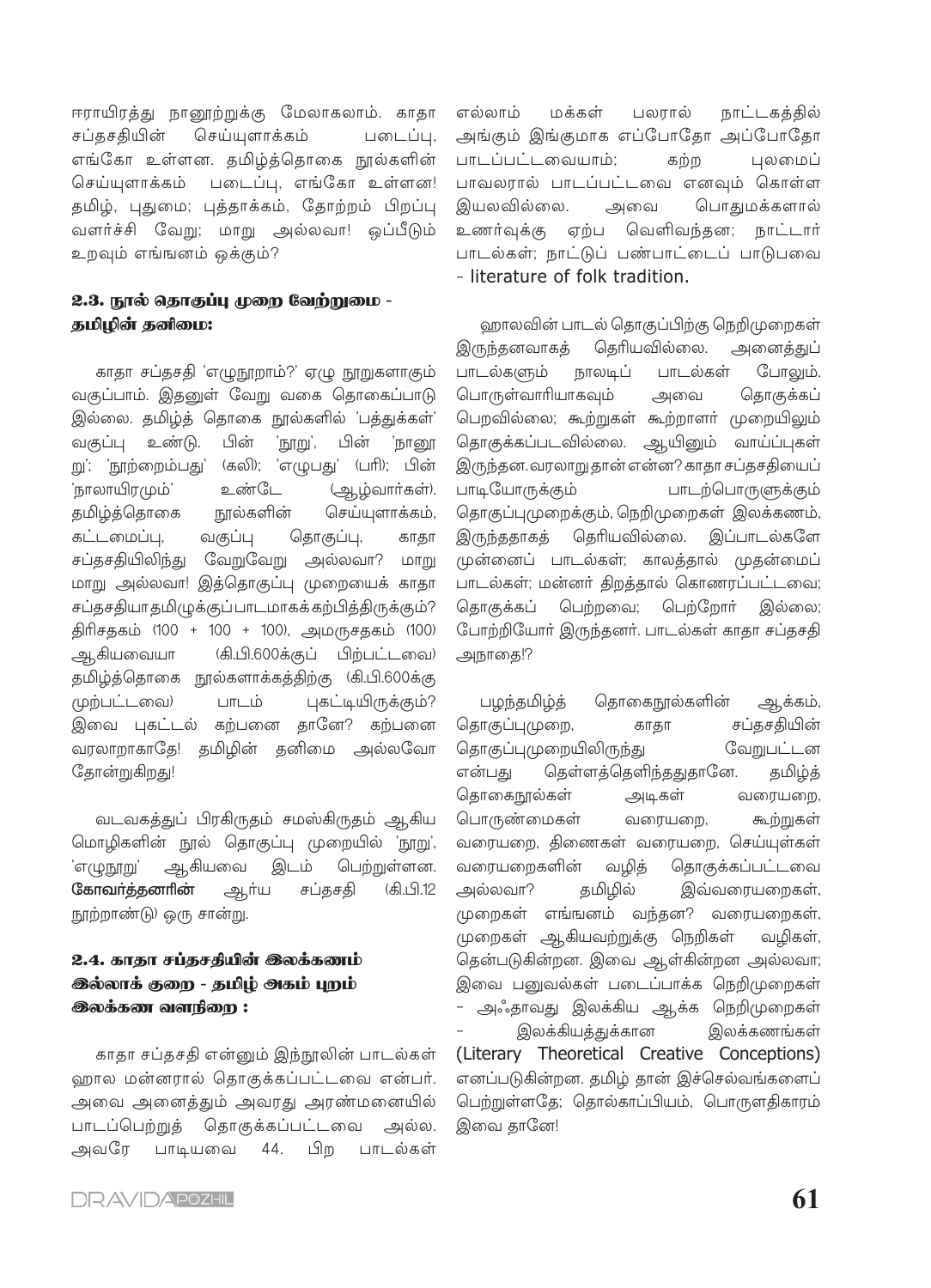ஈராயிரத்து நானூற்றுக்கு மேலாகலாம். காதா சப்தசதியின் செய்யுளாக்கம் படைப்பு, எங்கோ உள்ளன. தமிழ்த்தொகை நூல்களின் செய்யுளாக்கம் படைப்பு, எங்கோ உள்ளன! தமிழ், புதுமை; புத்தாக்கம், தோற்றம் பிறப்பு வளர்ச்சி வேறு; மாறு அல்லவா! ஒப்பீடும் உறவும் எங்ஙனம் ஒக்கும்?

### 2.3. நூல் தொகுப்பு முறை வேற்றுமை - தமிழின் தனிமை:

காதா சப்தசதி 'எழுநூறாம்?' ஏழு நூறுகளாகும் வகுப்பாம். இதனுள் வேறு வகை தொகைப்பாடு இல்லை. தமிழ்த் தொகை நூல்களில் 'பத்துக்கள்' வகுப்பு உண்டு. பின் 'நூறு', பின் 'நானூறு'; 'நூற்றைம்பது' (கலி); 'எழுபது' (பரி); பின் 'நாலாயிரமும்' உண்டே (ஆழ்வார்கள்). தமிழ்த்தொகை நூல்களின் செய்யுளாக்கம், கட்டமைப்பு, வகுப்பு தொகுப்பு, காதா சப்தசதியிலிருந்து வேறுவேறு அல்லவா? மாறு மாறு அல்லவா! இத்தொகுப்பு முறையைக் காதா சப்தசதியாதமிழுக்குப்பாடமாகக் கற்பித்திருக்கும்? திரிசதகம் (100 + 100 + 100), அமருசதகம் (100) ஆகியவையா (கி.பி.600க்குப் பிற்பட்டவை) தமிழ்த்தொகை நூல்களாக்கத்திற்கு (கி.பி.600க்கு முற்பட்டவை) பாடம் புகட்டியிருக்கும்? இவை புகட்டல் கற்பனை தானே? கற்பனை வரலாறாகாதே! தமிழின் தனிமை அல்லவோ தோன்றுகிறது!

வடவகத்துப் பிரகிருதம் சமஸ்கிருதம் ஆகிய மொழிகளின் நூல் தொகுப்பு முறையில் 'நூறு', 'எழுநூறு' ஆகியவை இடம் பெற்றுள்ளன. **கோவர்த்தனரின்** ஆர்ய சப்தசதி (கி.பி.12 நூற்றாண்டு) ஒரு சான்று.

### 2.4. காதா சப்தசதியின் இலக்கணம் இல்லாக் குறை - தமிழ் அகம் புறம் இலக்கண வளநிறை :

காதா சப்தசதி என்னும் இந்நூலின் பாடல்கள் ஹால மன்னரால் தொகுக்கப்பட்டவை என்பர். அவை அனைத்தும் அவரது அரண்மனையில் பாடப்பெற்றுத் தொகுக்கப்பட்டவை அல்ல. அவரே பாடியவை 44. பிற பாடல்கள் எல்லாம் மக்கள் பலரால் நாட்டகத்தில் அங்கும் இங்குமாக எப்போதோ அப்போதோ பாடப்பட்டவையாம்; கற்ற புலமைப் பாவலரால் பாடப்பட்டவை எனவும் கொள்ள இயலவில்லை. அவை பொதுமக்களால் உணர்வுக்கு ஏற்ப வெளிவந்தன; நாட்டார் பாடல்கள்; நாட்டுப் பண்பாட்டைப் பாடுபவை - literature of folk tradition.

ஹாலவின் பாடல் தொகுப்பிற்கு நெறிமுறைகள் இருந்தனவாகத் தெரியவில்லை. அனைத்துப் பாடல்களும் நாலடிப் பாடல்கள் போலும். பொருள்வாரியாகவும் அவை தொகுக்கப் பெறவில்லை; கூற்றுகள் கூற்றாளர் முறையிலும் தொகுக்கப்படவில்லை. ஆயினும் வாய்ப்புகள் இருந்தன. வரலாறுதான் என்ன? காதா சப்தசதியைப் பாடியோருக்கும் பாடற்பொருளுக்கும் தொகுப்புமுறைக்கும், நெறிமுறைகள் இலக்கணம், இருந்ததாகத் தெரியவில்லை. இப்பாடல்களே முன்னைப் பாடல்கள்; காலத்தால் முதன்மைப் பாடல்கள்; மன்னர் திறத்தால் கொணரப்பட்டவை; தொகுக்கப் பெற்றவை; பெற்றோர் இல்லை; போற்றியோர் இருந்தனர். பாடல்கள் காதா சப்தசதி அநாதை!?

பழந்தமிழ்த் தொகைநூல்களின் ஆக்கம், தொகுப்புமுறை, காதா சப்தசதியின் தொகுப்புமுறையிலிருந்து வேறுபட்டன என்பது தெள்ளத்தெளிந்ததுதானே. தமிழ்த் தொகைநூல்கள் அடிகள் வரையறை, பொருண்மைகள் வரையறை, கூற்றுகள் வரையறை, திணைகள் வரையறை, செய்யுள்கள் வரையறைகளின் வழித் தொகுக்கப்பட்டவை அல்லவா? தமிழில் இவ்வரையறைகள், முறைகள் எங்ஙனம் வந்தன? வரையறைகள், முறைகள் ஆகியவற்றுக்கு நெறிகள் வழிகள், தென்படுகின்றன. இவை ஆள்கின்றன அல்லவா; இவை பனுவல்கள் படைப்பாக்க நெறிமுறைகள் - அஃதாவது இலக்கிய ஆக்க நெறிமுறைகள் - இலக்கியத்துக்கான இலக்கணங்கள் (Literary Theoretical Creative Conceptions) எனப்படுகின்றன. தமிழ் தான் இச்செல்வங்களைப் பெற்றுள்ளதே; தொல்காப்பியம், பொருளதிகாரம் இவை தானே!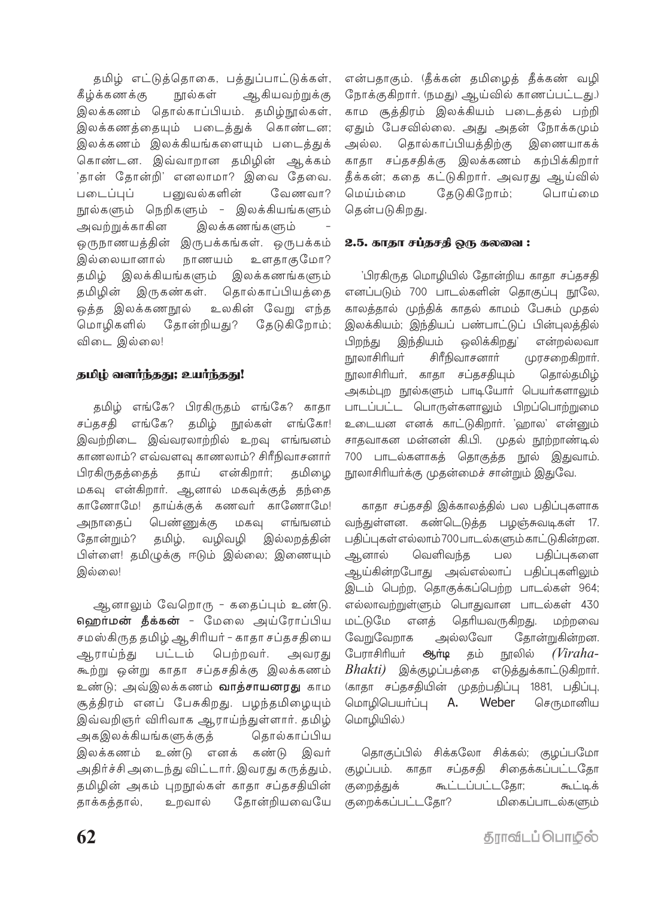தமிழ் எட்டுத்தொகை, பத்துப்பாட்டுக்கள், கீழ்க்கணக்கு நூல்கள் ஆகியவற்றுக்கு இலக்கணம் தொல்காப்பியம். தமிழ்நூல்கள், இலக்கணத்தையும் படைத்துக் கொண்டன; இலக்கணம் இலக்கியங்களையும் படைத்துக் கொண்டன. இவ்வாறான தமிழின் ஆக்கம் 'தான் தோன்றி' எனலாமா? இவை தேவை. படைப்புப் பனுவல்களின் வேணவா? நூல்களும் நெறிகளும் - இலக்கியங்களும் அவற்றுக்காகின இலக்கணங்களும் - ஒருநாணயத்தின் இருபக்கங்கள். ஒருபக்கம் இல்லையானால் நாணயம் உளதாகுமோ? தமிழ் இலக்கியங்களும் இலக்கணங்களும் தமிழின் இருகண்கள். தொல்காப்பியத்தை ஒத்த இலக்கணநூல் உலகின் வேறு எந்த மொழிகளில் தோன்றியது? தேடுகிறோம்; விடை இல்லை!

## தமிழ் வளர்ந்தது; உயர்ந்தது!

தமிழ் எங்கே? பிரகிருதம் எங்கே? காதா சப்தசதி எங்கே? தமிழ் நூல்கள் எங்கோ! இவற்றிடை இவ்வரலாற்றில் உறவு எங்ஙனம் காணலாம்? எவ்வளவு காணலாம்? சிரீநிவாசனார் பிரகிருதத்தைத் தாய் என்கிறார்; தமிழை மகவு என்கிறார். ஆனால் மகவுக்குத் தந்தை காணோமே! தாய்க்குக் கணவர் காணோமே! அநாதைப் பெண்ணுக்கு மகவு எங்ஙனம் தோன்றும்? தமிழ், வழிவழி இல்லறத்தின் பிள்ளை! தமிழுக்கு ஈடும் இல்லை; இணையும் இல்லை!

ஆனாலும் வேறொரு - கதைப்பும் உண்டு. **ஹொர்மன் தீக்கன்** - மேலை அய்ரோப்பிய சமஸ்கிருத தமிழ் ஆசிரியர் - காதா சப்தசதியை ஆராய்ந்து பட்டம் பெற்றவர். அவரது கூற்று ஒன்று காதா சப்தசதிக்கு இலக்கணம் உண்டு; அவ்இலக்கணம் **வாத்சாயனரது** காம சூத்திரம் எனப் பேசுகிறது. பழந்தமிழையும் இவ்வறிஞர் விரிவாக ஆராய்ந்துள்ளார். தமிழ் அகஇலக்கியங்களுக்குத் தொல்காப்பிய இலக்கணம் உண்டு எனக் கண்டு இவர் அதிர்ச்சி அடைந்து விட்டார். இவரது கருத்தும், தமிழின் அகம் புறநூல்கள் காதா சப்தசதியின் தாக்கத்தால், உறவால் தோன்றியவையே என்பதாகும். (தீக்கன் தமிழைத் தீக்கண் வழி நோக்குகிறார். (நமது) ஆய்வில் காணப்பட்டது.) காம சூத்திரம் இலக்கியம் படைத்தல் பற்றி ஏதும் பேசவில்லை. அது அதன் நோக்கமும் அல்ல. தொல்காப்பியத்திற்கு இணையாகக் காதா சப்தசதிக்கு இலக்கணம் கற்பிக்கிறார் தீக்கன்; கதை கட்டுகிறார். அவரது ஆய்வில் மெய்ம்மை தேடுகிறோம்; பொய்மை தென்படுகிறது.

### 2.5. காதா சப்தசதி ஒரு கலவை :

'பிரகிருத மொழியில் தோன்றிய காதா சப்தசதி எனப்படும் 700 பாடல்களின் தொகுப்பு நூலே, காலத்தால் முந்திக் காதல் காமம் பேசும் முதல் இலக்கியம்; இந்தியப் பண்பாட்டுப் பின்புலத்தில் பிறந்து இந்தியம் ஒலிக்கிறது' என்றல்லவா நூலாசிரியர் சிரீநிவாசனார் முரசறைகிறார். நூலாசிரியர், காதா சப்தசதியும் தொல்தமிழ் அகம்புற நூல்களும் பாடியோர் பெயர்களாலும் பாடப்பட்ட பொருள்களாலும் பிறப்பொற்றுமை உடையன எனக் காட்டுகிறார். 'ஹால' என்னும் சாதவாகன மன்னன் கி.பி. முதல் நூற்றாண்டில் 700 பாடல்களாகத் தொகுத்த நூல் இதுவாம். நூலாசிரியர்க்கு முதன்மைச் சான்றும் இதுவே.

காதா சப்தசதி இக்காலத்தில் பல பதிப்புகளாக வந்துள்ளன. கண்டெடுத்த பழஞ்சுவடிகள் 17. பதிப்புகள் எல்லாம் 700 பாடல்களும் காட்டுகின்றன. ஆனால் வெளிவந்த பல பதிப்புகளை ஆய்கின்றபோது அவ்எல்லாப் பதிப்புகளிலும் இடம் பெற்ற, தொகுக்கப்பெற்ற பாடல்கள் 964; எல்லாவற்றுள்ளும் பொதுவான பாடல்கள் 430 மட்டுமே எனத் தெரியவருகிறது. மற்றவை வேறுவேறாக அல்லவோ தோன்றுகின்றன. பேராசிரியர் **ஆர்டி** தம் நூலில் *(Viraha-Bhakti)* இக்குழப்பத்தை எடுத்துக்காட்டுகிறார். (காதா சப்தசதியின் முதற்பதிப்பு 1881, பதிப்பு, மொழிபெயர்ப்பு **A. Weber** செருமானிய மொழியில்.)

தொகுப்பில் சிக்கலோ சிக்கல்; குழப்பமோ குழப்பம். காதா சப்தசதி சிதைக்கப்பட்டதோ குறைத்துக் கூட்டப்பட்டதோ; கூட்டிக் குறைக்கப்பட்டதோ? மிகைப்பாடல்களும்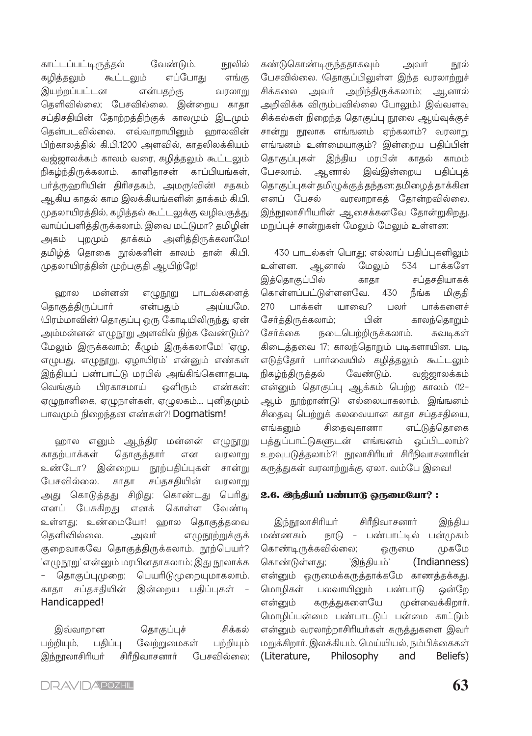காட்டப்பட்டிருத்தல் வேண்டும். நூலில் கழித்தலும் கூட்டலும் எப்போது எங்கு இயற்றப்பட்டன என்பதற்கு வரலாறு தெளிவில்லை; பேசவில்லை. இன்றைய காதா சப்தசதியின் தோற்றத்திற்குக் காலமும் இடமும் தென்படவில்லை. எவ்வாறாயினும் ஹாலவின் பிற்காலத்தில் கி.பி.1200 அளவில், காதலிலக்கியம் வஜ்ஜாலக்கம் காலம் வரை, கழித்தலும் கூட்டலும் நிகழ்ந்திருக்கலாம். காளிதாசன் காப்பியங்கள், பர்த்ருஹரியின் திரிசதகம், அமரு(வின்) சதகம் ஆகிய காதல் காம இலக்கியங்களின் தாக்கம் கி.பி. முதலாயிரத்தில், கழித்தல் கூட்டலுக்கு வழிவகுத்து வாய்ப்பளித்திருக்கலாம். இவை மட்டுமா? தமிழின் அகம் புறமும் தாக்கம் அளித்திருக்கலாமே! தமிழ்த் தொகை நூல்களின் காலம் தான் கி.பி. முதலாயிரத்தின் முற்பகுதி ஆயிற்றே!

ஹால மன்னன் எழுநூறு பாடல்களைத் தொகுத்திருப்பார் என்பதும் அய்யமே. (பிரம்மாவின்) தொகுப்பு ஒரு கோடியிலிருந்து ஏன் அம்மன்னன் எழுநூறு அளவில் நிற்க வேண்டும்? மேலும் இருக்கலாம்; கீழும் இருக்கலாமே! 'ஏழு, எழுபது, எழுநூறு, ஏழாயிரம்' என்னும் எண்கள் இந்தியப் பண்பாட்டு மரபில் அங்கிங்கெனாதபடி வெங்கும் பிரகாசமாய் ஒளிரும் எண்கள்: ஏழுநாளிகை, ஏழுநாள்கள், ஏழுலகம்.... புனிதமும் பாவமும் நிறைந்தன எண்கள்?! **Dogmatism!**

ஹால எனும் ஆந்திர மன்னன் எழுநூறு காதற்பாக்கள் தொகுத்தார் என வரலாறு உண்டோ? இன்றைய நூற்பதிப்புகள் சான்று பேசவில்லை. காதா சப்தசதியின் வரலாறு அது கொடுத்தது சிறிது; கொண்டது பெரிது எனப் பேசுகிறது எனக் கொள்ள வேண்டி உள்ளது; உண்மையோ! ஹால தொகுத்ததவை தெளிவில்லை. அவர் எழுநூற்றுக்குக் குறைவாகவே தொகுத்திருக்கலாம். நூற்பெயர்? 'எழுநூறு' என்னும் மரபினதாகலாம்; இது நூலாக்க – தொகுப்புமுறை; பெயரிடுமுறையுமாகலாம். காதா சப்தசதியின் இன்றைய பதிப்புகள் – Handicapped!

இவ்வாறான தொகுப்புச் சிக்கல் பற்றியும், பதிப்பு வேற்றுமைகள் பற்றியும் இந்நூலாசிரியர் சிரீநிவாசனார் பேசவில்லை; கண்டுகொண்டிருந்ததாகவும் அவர் நூல் பேசவில்லை. (தொகுப்பிலுள்ள இந்த வரலாற்றுச் சிக்கலை அவர் அறிந்திருக்கலாம்; ஆனால் அறிவிக்க விரும்பவில்லை போலும்.) இவ்வளவு சிக்கல்கள் நிறைந்த தொகுப்பு நூலை ஆய்வுக்குச் சான்று நூலாக எங்ஙனம் ஏற்கலாம்? வரலாறு எங்ஙனம் உண்மையாகும்? இன்றைய பதிப்பின் தொகுப்புகள் இந்திய மரபின் காதல் காமம் பேசலாம். ஆனால் இவ்இன்றைய பதிப்புத் தொகுப்புகள்தமிழுக்குத்தந்தன;தமிழைத்தாக்கின எனப் பேசல் வரலாறாகத் தோன்றவில்லை. இந்நூலாசிரியரின் ஆசைக்கனவே தோன்றுகிறது. மறுப்புச் சான்றுகள் மேலும் மேலும் உள்ளன:

430 பாடல்கள் பொது; எல்லாப் பதிப்புகளிலும் உள்ளன. ஆனால் மேலும் 534 பாக்களே இத்தொகுப்பில் காதா சப்தசதியாகக் கொள்ளப்பட்டுள்ளனவே. 430 நீங்க மிகுதி 270 பாக்கள் யாவை? பலர் பாக்களைச் சேர்த்திருக்கலாம்; பின் காலந்தொறும் சேர்க்கை நடைபெற்றிருக்கலாம். சுவடிகள் கிடைத்தவை 17; காலந்தொறும் படிகளாயின. படி எடுத்தோர் பார்வையில் கழித்தலும் கூட்டலும் நிகழ்ந்திருத்தல் வேண்டும். வஜ்ஜாலக்கம் என்னும் தொகுப்பு ஆக்கம் பெற்ற காலம் (12–ஆம் நூற்றாண்டு) எல்லையாகலாம். இங்ஙனம் சிதைவு பெற்றுக் கலவையான காதா சப்தசதியை, எங்ஙனம் சிதைவுகாணா எட்டுத்தொகை பத்துப்பாட்டுகளுடன் எங்ஙனம் ஒப்பிடலாம்? உறவுபடுத்தலாம்?! நூலாசிரியர் சிரீநிவாசனாரின் கருத்துகள் வரலாற்றுக்கு ஏலா. வம்பே இவை!

### 2.6. இந்தியப் பண்பாடு ஒருமையோ? :

இந்நூலாசிரியர் சிரீநிவாசனார் இந்திய மண்ணகம் நாடு – பண்பாட்டில் பன்முகம் கொண்டிருக்கவில்லை; ஒருமை முகமே கொண்டுள்ளது; 'இந்தியம்' (Indianness) என்னும் ஒருமைக்கருத்தாக்கமே காணத்தக்கது. மொழிகள் பலவாயினும் பண்பாடு ஒன்றே என்னும் கருத்துகளையே முன்வைக்கிறார். மொழிப்பன்மை பண்பாடுப் பன்மை காட்டும் என்னும் வரலாற்றாசிரியர்கள் கருத்துகளை இவர் மறுக்கிறார். இலக்கியம், மெய்யியல், நம்பிக்கைகள் (Literature, Philosophy and Beliefs)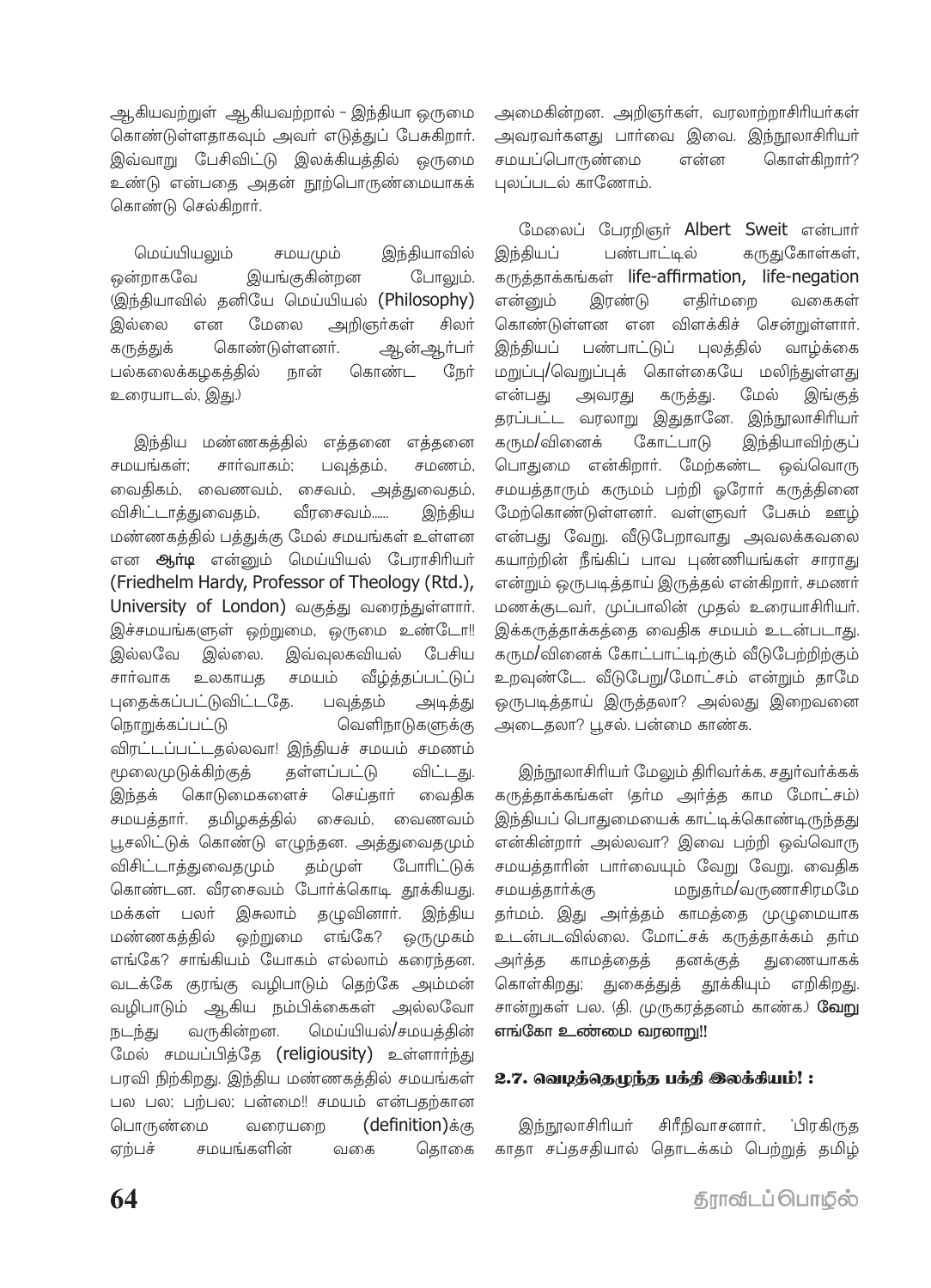ஆகியவற்றுள் ஆகியவற்றால் – இந்தியா ஒருமை கொண்டுள்ளதாகவும் அவர் எடுத்துப் பேசுகிறார். இவ்வாறு பேசிவிட்டு இலக்கியத்தில் ஒருமை உண்டு என்பதை அதன் நூற்பொருண்மையாகக் கொண்டு செல்கிறார்.

மெய்யியலும் சமயமும் இந்தியாவில் ஒன்றாகவே இயங்குகின்றன போலும். (இந்தியாவில் தனியே மெய்யியல் (Philosophy) இல்லை என மேலை அறிஞர்கள் சிலர் கருத்துக் கொண்டுள்ளனர். ஆன்ஆர்பர் பல்கலைக்கழகத்தில் நான் கொண்ட நேர் உரையாடல், இது.)

இந்திய மண்ணகத்தில் எத்தனை எத்தனை சமயங்கள்; சார்வாகம்; பவுத்தம், சமணம், வைதிகம், வைணவம், சைவம், அத்துவைதம், விசிட்டாத்துவைதம், வீரசைவம்...... இந்திய மண்ணகத்தில் பத்துக்கு மேல் சமயங்கள் உள்ளன என **ஆர்டி** என்னும் மெய்யியல் பேராசிரியர் (Friedhelm Hardy, Professor of Theology (Rtd.), University of London) வகுத்து வரைந்துள்ளார். இச்சமயங்களுள் ஒற்றுமை, ஒருமை உண்டோ!! இல்லவே இல்லை. இவ்வுலகவியல் பேசிய சார்வாக உலகாயத சமயம் வீழ்த்தப்பட்டுப் புதைக்கப்பட்டுவிட்டதே. பவுத்தம் அடித்து நொறுக்கப்பட்டு வெளிநாடுகளுக்கு விரட்டப்பட்டதல்லவா! இந்தியச் சமயம் சமணம் மூலைமுடுக்கிற்குத் தள்ளப்பட்டு விட்டது. இந்தக் கொடுமைகளைச் செய்தார் வைதிக சமயத்தார். தமிழகத்தில் சைவம், வைணவம் பூசலிட்டுக் கொண்டு எழுந்தன. அத்துவைதமும் விசிட்டாத்துவைதமும் தம்முள் போரிட்டுக் கொண்டன. வீரசைவம் போர்க்கொடி தூக்கியது. மக்கள் பலர் இசுலாம் தழுவினார். இந்திய மண்ணகத்தில் ஒற்றுமை எங்கே? ஒருமுகம் எங்கே? சாங்கியம் யோகம் எல்லாம் கரைந்தன. வடக்கே குரங்கு வழிபாடும் தெற்கே அம்மன் வழிபாடும் ஆகிய நம்பிக்கைகள் அல்லவோ நடந்து வருகின்றன. மெய்யியல்/சமயத்தின் மேல் சமயப்பித்தே (religiousity) உள்ளார்ந்து பரவி நிற்கிறது. இந்திய மண்ணகத்தில் சமயங்கள் பல பல; பற்பல; பன்மை!! சமயம் என்பதற்கான பொருண்மை வரையறை (definition)க்கு ஏற்பச் சமயங்களின் வகை தொகை அமைகின்றன. அறிஞர்கள், வரலாற்றாசிரியர்கள் அவரவர்களது பார்வை இவை. இந்நூலாசிரியர் சமயப்பொருண்மை என்ன கொள்கிறார்? புலப்படல் காணோம்.

மேலைப் பேரறிஞர் **Albert Sweit** என்பார் இந்தியப் பண்பாட்டில் கருதுகோள்கள், கருத்தாக்கங்கள் **life-affirmation, life-negation** என்னும் இரண்டு எதிர்மறை வகைகள் கொண்டுள்ளன என விளக்கிச் சென்றுள்ளார். இந்தியப் பண்பாட்டுப் புலத்தில் வாழ்க்கை மறுப்பு/வெறுப்புக் கொள்கையே மலிந்துள்ளது என்பது அவரது கருத்து. மேல் இங்குத் தரப்பட்ட வரலாறு இதுதானே. இந்நூலாசிரியர் கரும/வினைக் கோட்பாடு இந்தியாவிற்குப் பொதுமை என்கிறார். மேற்கண்ட ஒவ்வொரு சமயத்தாரும் கருமம் பற்றி ஓரோர் கருத்தினை மேற்கொண்டுள்ளனர். வள்ளுவர் பேசும் ஊழ் என்பது வேறு. வீடுபேறாவது அவலக்கவலை கயாற்றின் நீங்கிப் பாவ புண்ணியங்கள் சாராது என்றும் ஒருபடித்தாய் இருத்தல் என்கிறார், சமணர் மணக்குடவர், முப்பாலின் முதல் உரையாசிரியர். இக்கருத்தாக்கத்தை வைதிக சமயம் உடன்படாது. கரும/வினைக் கோட்பாட்டிற்கும் வீடுபேற்றிற்கும் உறவுண்டே. வீடுபேறு/மோட்சம் என்றும் தாமே ஒருபடித்தாய் இருத்தலா? அல்லது இறைவனை அடைதலா? பூசல். பன்மை காண்க.

இந்நூலாசிரியர் மேலும் திரிவர்க்க, சதுர்வர்க்கக் கருத்தாக்கங்கள் (தர்ம அர்த்த காம மோட்சம்) இந்தியப் பொதுமையைக் காட்டிக்கொண்டிருந்தது என்கின்றார் அல்லவா? இவை பற்றி ஒவ்வொரு சமயத்தாரின் பார்வையும் வேறு வேறு. வைதிக சமயத்தார்க்கு மநுதர்ம/வருணாசிரமமே தர்மம். இது அர்த்தம் காமத்தை முழுமையாக உடன்படவில்லை. மோட்சக் கருத்தாக்கம் தர்ம அர்த்த காமத்தைத் தனக்குத் துணையாகக் கொள்கிறது; துகைத்துத் தூக்கியும் எறிகிறது. சான்றுகள் பல. (தி. முருகரத்தனம் காண்க.) **வேறு எங்கோ உண்மை வரலாறு!!**

## 2.7. வெடித்தெழுந்த பக்தி இலக்கியம்! :

இந்நூலாசிரியர் சிரீநிவாசனார், 'பிரகிருத காதா சப்தசதியால் தொடக்கம் பெற்றுத் தமிழ்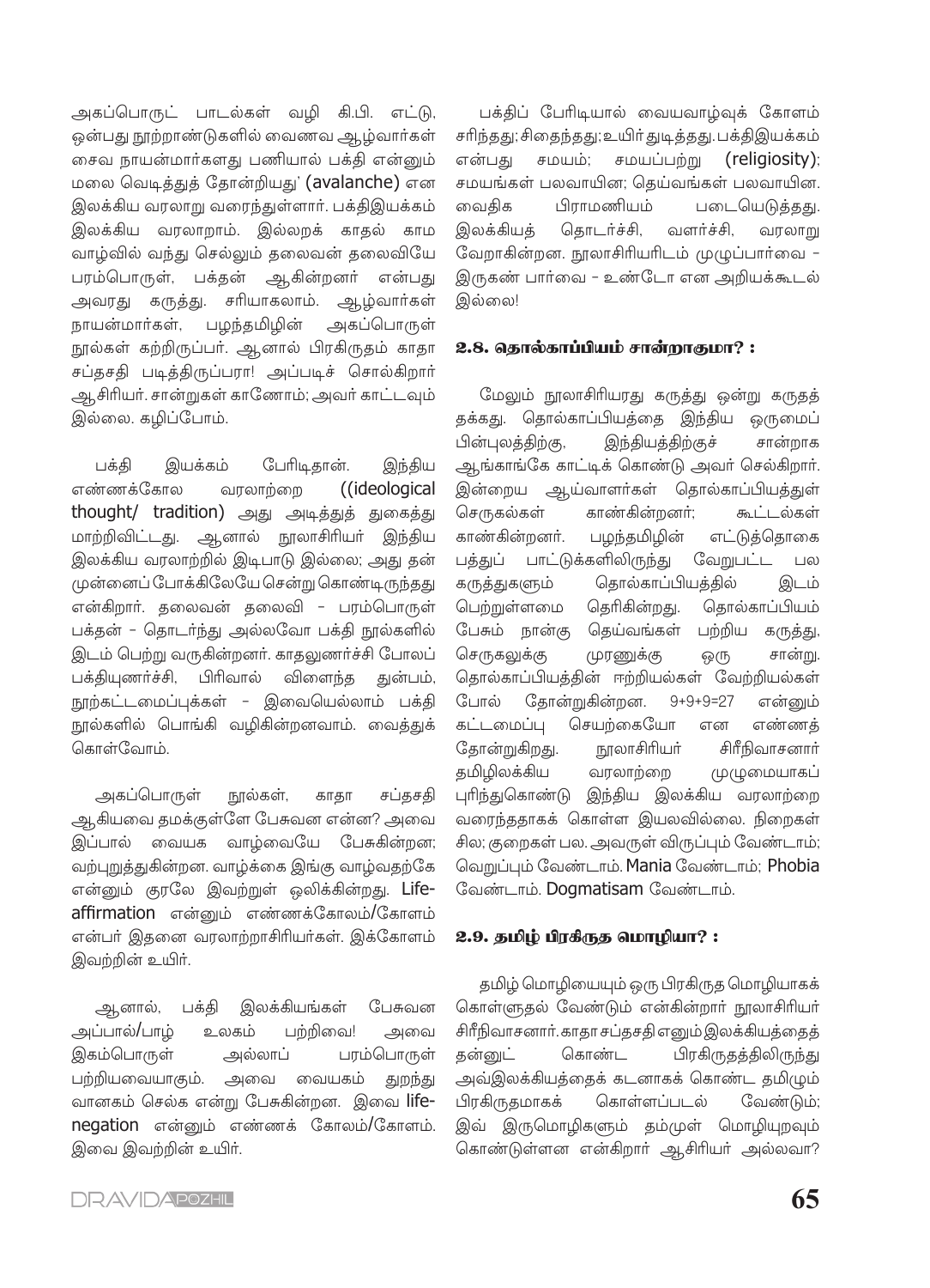அகப்பொருட் பாடல்கள் வழி கி.பி. எட்டு, ஒன்பது நூற்றாண்டுகளில் வைணவ ஆழ்வார்கள் சைவ நாயன்மார்களது பணியால் பக்தி என்னும் மலை வெடித்துத் தோன்றியது' (avalanche) என இலக்கிய வரலாறு வரைந்துள்ளார். பக்திஇயக்கம் இலக்கிய வரலாறாம். இல்லறக் காதல் காம வாழ்வில் வந்து செல்லும் தலைவன் தலைவியே பரம்பொருள், பக்தன் ஆகின்றனர் என்பது அவரது கருத்து. சரியாகலாம். ஆழ்வார்கள் நாயன்மார்கள், பழந்தமிழின் அகப்பொருள் நூல்கள் கற்றிருப்பர். ஆனால் பிரகிருதம் காதா சப்தசதி படித்திருப்பரா! அப்படிச் சொல்கிறார் ஆசிரியர். சான்றுகள் காணோம்; அவர் காட்டவும் இல்லை. கழிப்போம்.

பக்தி இயக்கம் பேரிடிதான். இந்திய எண்ணக்கோல வரலாற்றை ((ideological thought/ tradition) அது அடித்துத் துகைத்து மாற்றிவிட்டது. ஆனால் நூலாசிரியர் இந்திய இலக்கிய வரலாற்றில் இடிபாடு இல்லை; அது தன் முன்னைப் போக்கிலேயே சென்று கொண்டிருந்தது என்கிறார். தலைவன் தலைவி – பரம்பொருள் பக்தன் – தொடர்ந்து அல்லவோ பக்தி நூல்களில் இடம் பெற்று வருகின்றனர். காதலுணர்ச்சி போலப் பக்தியுணர்ச்சி, பிரிவால் விளைந்த துன்பம், நூற்கட்டமைப்புக்கள் – இவையெல்லாம் பக்தி நூல்களில் பொங்கி வழிகின்றனவாம். வைத்துக் கொள்வோம்.

அகப்பொருள் நூல்கள், காதா சப்தசதி ஆகியவை தமக்குள்ளே பேசுவன என்ன? அவை இப்பால் வையக வாழ்வையே பேசுகின்றன; வற்புறுத்துகின்றன. வாழ்க்கை இங்கு வாழ்வதற்கே என்னும் குரலே இவற்றுள் ஒலிக்கின்றது. Life-affirmation என்னும் எண்ணக்கோலம்/கோளம் என்பர் இதனை வரலாற்றாசிரியர்கள். இக்கோளம் இவற்றின் உயிர்.

ஆனால், பக்தி இலக்கியங்கள் பேசுவன அப்பால்/பாழ் உலகம் பற்றியவை! அவை இகம்பொருள் அல்லாப் பரம்பொருள் பற்றியவையாகும். அவை வையகம் துறந்து வானகம் செல்க என்று பேசுகின்றன. இவை life-negation என்னும் எண்ணக் கோலம்/கோளம். இவை இவற்றின் உயிர்.

பக்திப் பேரிடியால் வையவாழ்வுக் கோளம் சரிந்தது; சிதைந்தது; உயிர் துடித்தது. பக்திஇயக்கம் என்பது சமயம்; சமயப்பற்று (religiosity); சமயங்கள் பலவாயின; தெய்வங்கள் பலவாயின. வைதிக பிராமணியம் படையெடுத்தது. இலக்கியத் தொடர்ச்சி, வளர்ச்சி, வரலாறு வேறாகின்றன. நூலாசிரியரிடம் முழுப்பார்வை – இருகண் பார்வை – உண்டோ என அறியக்கூடல் இல்லை!

### 2.8. தொல்காப்பியம் சான்றாகுமா? :

மேலும் நூலாசிரியரது கருத்து ஒன்று கருதத் தக்கது. தொல்காப்பியத்தை இந்திய ஒருமைப் பின்புலத்திற்கு, இந்தியத்திற்குச் சான்றாக ஆங்காங்கே காட்டிக் கொண்டு அவர் செல்கிறார். இன்றைய ஆய்வாளர்கள் தொல்காப்பியத்துள் செருகல்கள் காண்கின்றனர்; கூட்டல்கள் காண்கின்றனர். பழந்தமிழின் எட்டுத்தொகை பத்துப் பாட்டுக்களிலிருந்து வேறுபட்ட பல கருத்துகளும் தொல்காப்பியத்தில் இடம் பெற்றுள்ளமை தெரிகின்றது. தொல்காப்பியம் பேசும் நான்கு தெய்வங்கள் பற்றிய கருத்து, செருகலுக்கு முரணுக்கு ஒரு சான்று. தொல்காப்பியத்தின் ஈற்றியல்கள் வேற்றியல்கள் போல் தோன்றுகின்றன. 9+9+9=27 என்னும் கட்டமைப்பு செயற்கையோ என எண்ணத் தோன்றுகிறது. நூலாசிரியர் சிரீநிவாசனார் தமிழிலக்கிய வரலாற்றை முழுமையாகப் புரிந்துகொண்டு இந்திய இலக்கிய வரலாற்றை வரைந்ததாகக் கொள்ள இயலவில்லை. நிறைகள் சில; குறைகள் பல. அவருள் விருப்பும் வேண்டாம்; வெறுப்பும் வேண்டாம். Mania வேண்டாம்; Phobia வேண்டாம். Dogmatisam வேண்டாம்.

### 2.9. தமிழ் பிரகிருத மொழியா? :

தமிழ் மொழியையும் ஒரு பிரகிருத மொழியாகக் கொள்ளுதல் வேண்டும் என்கின்றார் நூலாசிரியர் சிரீநிவாசனார். காதா சப்தசதி எனும் இலக்கியத்தைத் தன்னுட் கொண்ட பிரகிருதத்திலிருந்து அவ்இலக்கியத்தைக் கடனாகக் கொண்ட தமிழும் பிரகிருதமாகக் கொள்ளப்படல் வேண்டும்; இவ் இருமொழிகளும் தம்முள் மொழியுறவும் கொண்டுள்ளன என்கிறார் ஆசிரியர் அல்லவா?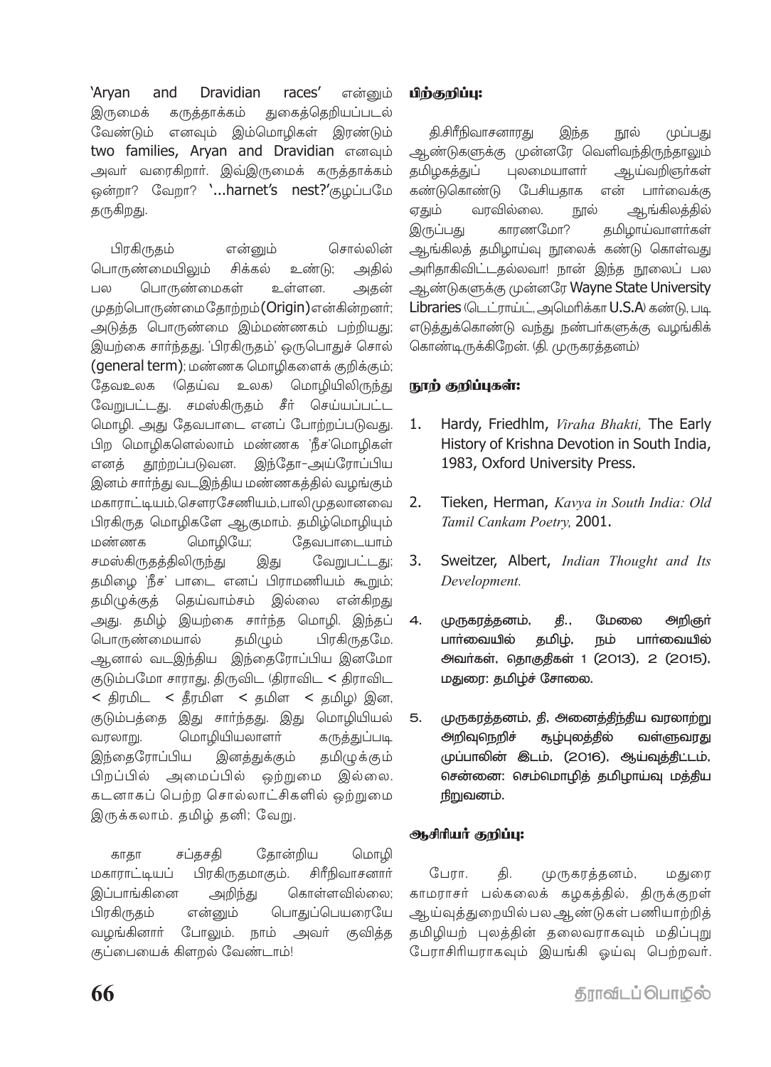'Aryan and Dravidian races' என்னும் இருமைக் கருத்தாக்கம் துகைத்தெறியப்படல் வேண்டும் எனவும் இம்மொழிகள் இரண்டும் two families, Aryan and Dravidian எனவும் அவர் வரைகிறார். இவ்இருமைக் கருத்தாக்கம் ஒன்றா? வேறா? '...harnet's nest?'குழப்பமே தருகிறது.

பிரகிருதம் என்னும் சொல்லின் பொருண்மையிலும் சிக்கல் உண்டு; அதில் பல பொருண்மைகள் உள்ளன. அதன் முதற்பொருண்மைதோற்றம்(Origin)என்கின்றனர்; அடுத்த பொருண்மை இம்மண்ணகம் பற்றியது; இயற்கை சார்ந்தது. 'பிரகிருதம்' ஒருபொதுச் சொல் (general term); மண்ணக மொழிகளைக் குறிக்கும்; தேவஉலக (தெய்வ உலக) மொழியிலிருந்து வேறுபட்டது. சமஸ்கிருதம் சீர் செய்யப்பட்ட மொழி. அது தேவபாடை எனப் போற்றப்படுவது. பிற மொழிகளெல்லாம் மண்ணக 'நீச'மொழிகள் எனத் தூற்றப்படுவன. இந்தோ-அய்ரோப்பிய இனம் சார்ந்து வடஇந்திய மண்ணகத்தில் வழங்கும் மகாராட்டியம்,சௌரசேணியம்,பாலிமுதலானவை பிரகிருத மொழிகளே ஆகுமாம். தமிழ்மொழியும் மண்ணக மொழியே; தேவபாடையாம் சமஸ்கிருதத்திலிருந்து இது வேறுபட்டது; தமிழை 'நீச' பாடை எனப் பிராமணியம் கூறும்; தமிழுக்குத் தெய்வாம்சம் இல்லை என்கிறது அது. தமிழ் இயற்கை சார்ந்த மொழி. இந்தப் பொருண்மையால் தமிழும் பிரகிருதமே. ஆனால் வடஇந்திய இந்தைரோப்பிய இனமோ குடும்பமோ சாராது. திருவிட (திராவிட < திராவிட < திரமிட < தீரமிள < தமிள < தமிழ) இன, குடும்பத்தை இது சார்ந்தது. இது மொழியியல் வரலாறு. மொழியியலாளர் கருத்துப்படி இந்தைரோப்பிய இனத்துக்கும் தமிழுக்கும் பிறப்பில் அமைப்பில் ஒற்றுமை இல்லை. கடனாகப் பெற்ற சொல்லாட்சிகளில் ஒற்றுமை இருக்கலாம். தமிழ் தனி; வேறு.

காதா சப்தசதி தோன்றிய மொழி மகாராட்டியப் பிரகிருதமாகும். சிரீநிவாசனார் இப்பாங்கினை அறிந்து கொள்ளவில்லை; பிரகிருதம் என்னும் பொதுப்பெயரையே வழங்கினார் போலும். நாம் அவர் குவித்த குப்பையைக் கிளறல் வேண்டாம்!

**பிற்குறிப்பு:**

தி.சிரீநிவாசனாரது இந்த நூல் முப்பது ஆண்டுகளுக்கு முன்னரே வெளிவந்திருந்தாலும் தமிழகத்துப் புலமையாளர் ஆய்வறிஞர்கள் கண்டுகொண்டு பேசியதாக என் பார்வைக்கு ஏதும் வரவில்லை. நூல் ஆங்கிலத்தில் இருப்பது காரணமோ? தமிழாய்வாளர்கள் ஆங்கிலத் தமிழாய்வு நூலைக் கண்டு கொள்வது அரிதாகிவிட்டதல்லவா! நான் இந்த நூலைப் பல ஆண்டுகளுக்கு முன்னரே Wayne State University Libraries (டெட்ராய்ட், அமெரிக்கா U.S.A) கண்டு, படி எடுத்துக்கொண்டு வந்து நண்பர்களுக்கு வழங்கிக் கொண்டிருக்கிறேன். (தி. முருகரத்தனம்)

**நூற் குறிப்புகள்:**

1. Hardy, Friedhlm, *Viraha Bhakti,* The Early History of Krishna Devotion in South India, 1983, Oxford University Press.
2. Tieken, Herman, *Kavya in South India: Old Tamil Cankam Poetry,* 2001.
3. Sweitzer, Albert, *Indian Thought and Its Development.*
4. முருகரத்தனம், தி., மேலை அறிஞர் பார்வையில் தமிழ், நம் பார்வையில் அவர்கள், தொகுதிகள் 1 (2013), 2 (2015), மதுரை: தமிழ்ச் சோலை.
5. முருகரத்தனம், தி, அனைத்திந்திய வரலாற்று அறிவுநெறிச் சூழ்புலத்தில் வள்ளுவரது முப்பாலின் இடம், (2016), ஆய்வுத்திட்டம், சென்னை: செம்மொழித் தமிழாய்வு மத்திய நிறுவனம்.

**ஆசிரியர் குறிப்பு:**

பேரா. தி. முருகரத்தனம், மதுரை காமராசர் பல்கலைக் கழகத்தில், திருக்குறள் ஆய்வுத்துறையில் பல ஆண்டுகள் பணியாற்றித் தமிழியற் புலத்தின் தலைவராகவும் மதிப்புறு பேராசிரியராகவும் இயங்கி ஓய்வு பெற்றவர்.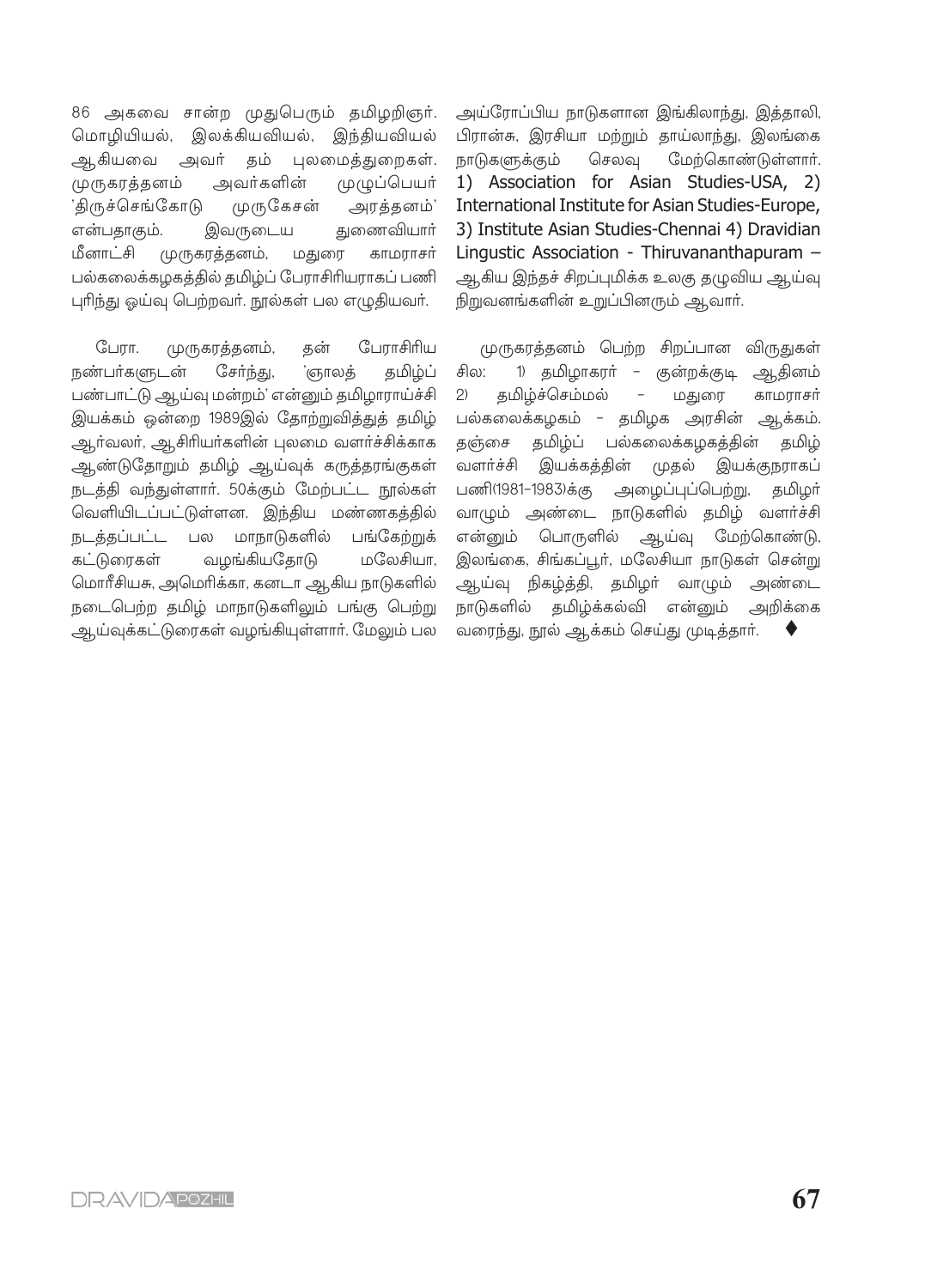86 அகவை சான்ற முதுபெரும் தமிழறிஞர். மொழியியல், இலக்கியவியல், இந்தியவியல் ஆகியவை அவர் தம் புலமைத்துறைகள். முருகரத்தனம் அவர்களின் முழுப்பெயர் 'திருச்செங்கோடு முருகேசன் அரத்தனம்' என்பதாகும். இவருடைய துணைவியார் மீனாட்சி முருகரத்தனம், மதுரை காமராசர் பல்கலைக்கழகத்தில் தமிழ்ப் பேராசிரியராகப் பணி புரிந்து ஓய்வு பெற்றவர். நூல்கள் பல எழுதியவர்.

பேரா. முருகரத்தனம், தன் பேராசிரிய நண்பர்களுடன் சேர்ந்து, 'ஞாலத் தமிழ்ப் பண்பாட்டு ஆய்வு மன்றம்' என்னும் தமிழாராய்ச்சி இயக்கம் ஒன்றை 1989இல் தோற்றுவித்துத் தமிழ் ஆர்வலர், ஆசிரியர்களின் புலமை வளர்ச்சிக்காக ஆண்டுதோறும் தமிழ் ஆய்வுக் கருத்தரங்குகள் நடத்தி வந்துள்ளார். 50க்கும் மேற்பட்ட நூல்கள் வெளியிடப்பட்டுள்ளன. இந்திய மண்ணகத்தில் நடத்தப்பட்ட பல மாநாடுகளில் பங்கேற்றுக் கட்டுரைகள் வழங்கியதோடு மலேசியா, மொரீசியசு, அமெரிக்கா, கனடா ஆகிய நாடுகளில் நடைபெற்ற தமிழ் மாநாடுகளிலும் பங்கு பெற்று ஆய்வுக்கட்டுரைகள் வழங்கியுள்ளார். மேலும் பல அய்ரோப்பிய நாடுகளான இங்கிலாந்து, இத்தாலி, பிரான்சு, இரசியா மற்றும் தாய்லாந்து, இலங்கை நாடுகளுக்கும் செலவு மேற்கொண்டுள்ளார். 1) Association for Asian Studies-USA, 2) International Institute for Asian Studies-Europe, 3) Institute Asian Studies-Chennai 4) Dravidian Lingustic Association - Thiruvananthapuram – ஆகிய இந்தச் சிறப்புமிக்க உலகு தழுவிய ஆய்வு நிறுவனங்களின் உறுப்பினரும் ஆவார்.

முருகரத்தனம் பெற்ற சிறப்பான விருதுகள் சில: 1) தமிழாகரர் – குன்றக்குடி ஆதினம் 2) தமிழ்ச்செம்மல் – மதுரை காமராசர் பல்கலைக்கழகம் – தமிழக அரசின் ஆக்கம். தஞ்சை தமிழ்ப் பல்கலைக்கழகத்தின் தமிழ் வளர்ச்சி இயக்கத்தின் முதல் இயக்குநராகப் பணி(1981–1983)க்கு அழைப்புப்பெற்று, தமிழர் வாழும் அண்டை நாடுகளில் தமிழ் வளர்ச்சி என்னும் பொருளில் ஆய்வு மேற்கொண்டு, இலங்கை, சிங்கப்பூர், மலேசியா நாடுகள் சென்று ஆய்வு நிகழ்த்தி, தமிழர் வாழும் அண்டை நாடுகளில் தமிழ்க்கல்வி என்னும் அறிக்கை வரைந்து, நூல் ஆக்கம் செய்து முடித்தார். ♦